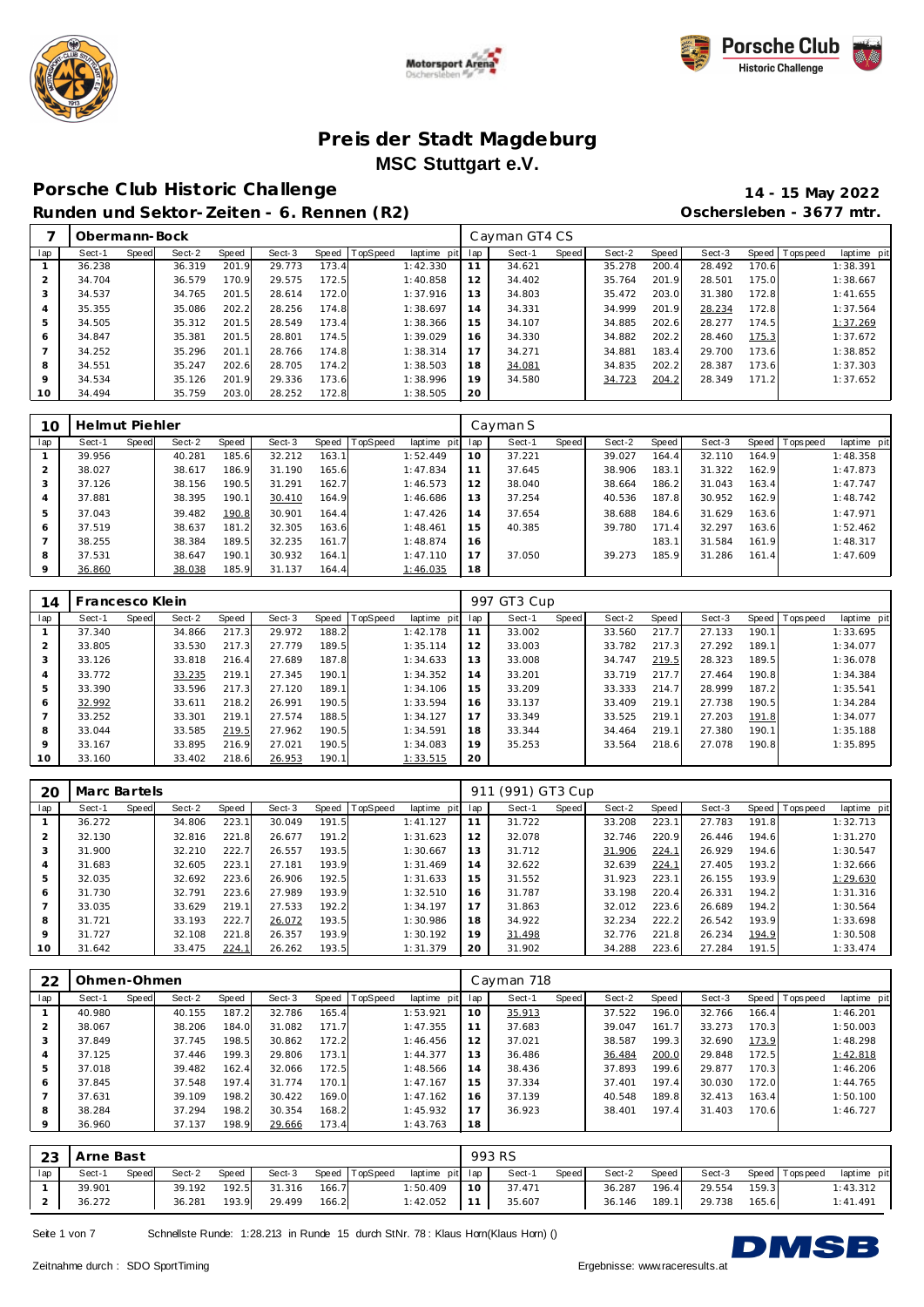# Preis der Stadt Magdeburg

## MSC Stuttgart e.V.

## Porsche Club Historic Challenge

**Runden und Sektor-Zeiten - 6. Rennen (R2)**

**14 - 15 May 2022**

**Oschersleben - 3677 mtr.**

| 7 | Obermann-Bock | | | | | | | | Cayman GT4 CS | | | | | | | | |
|---|---|---|---|---|---|---|---|---|---|---|---|---|---|---|---|---|---|
| lap | Sect-1 | Speed | Sect-2 | Speed | Sect-3 | Speed | TopSpeed | laptime pit | lap | Sect-1 | Speed | Sect-2 | Speed | Sect-3 | Speed | Topspeed | laptime pit |
| 1 | 36.238 | | 36.319 | 201.9 | 29.773 | 173.4 | | 1:42.330 | 11 | 34.621 | | 35.278 | 200.4 | 28.492 | 170.6 | | 1:38.391 |
| 2 | 34.704 | | 36.579 | 170.9 | 29.575 | 172.5 | | 1:40.858 | 12 | 34.402 | | 35.764 | 201.9 | 28.501 | 175.0 | | 1:38.667 |
| 3 | 34.537 | | 34.765 | 201.5 | 28.614 | 172.0 | | 1:37.916 | 13 | 34.803 | | 35.472 | 203.0 | 31.380 | 172.8 | | 1:41.655 |
| 4 | 35.355 | | 35.086 | 202.2 | 28.256 | 174.8 | | 1:38.697 | 14 | 34.331 | | 34.999 | 201.9 | 28.234 | 172.8 | | 1:37.564 |
| 5 | 34.505 | | 35.312 | 201.5 | 28.549 | 173.4 | | 1:38.366 | 15 | 34.107 | | 34.885 | 202.6 | 28.277 | 174.5 | | 1:37.269 |
| 6 | 34.847 | | 35.381 | 201.5 | 28.801 | 174.5 | | 1:39.029 | 16 | 34.330 | | 34.882 | 202.2 | 28.460 | 175.3 | | 1:37.672 |
| 7 | 34.252 | | 35.296 | 201.1 | 28.766 | 174.8 | | 1:38.314 | 17 | 34.271 | | 34.881 | 183.4 | 29.700 | 173.6 | | 1:38.852 |
| 8 | 34.551 | | 35.247 | 202.6 | 28.705 | 174.2 | | 1:38.503 | 18 | 34.081 | | 34.835 | 202.2 | 28.387 | 173.6 | | 1:37.303 |
| 9 | 34.534 | | 35.126 | 201.9 | 29.336 | 173.6 | | 1:38.996 | 19 | 34.580 | | 34.723 | 204.2 | 28.349 | 171.2 | | 1:37.652 |
| 10 | 34.494 | | 35.759 | 203.0 | 28.252 | 172.8 | | 1:38.505 | 20 | | | | | | | | |

| 10 | Helmut Piehler | | | | | | | | Cayman S | | | | | | | | |
|---|---|---|---|---|---|---|---|---|---|---|---|---|---|---|---|---|---|
| lap | Sect-1 | Speed | Sect-2 | Speed | Sect-3 | Speed | TopSpeed | laptime pit | lap | Sect-1 | Speed | Sect-2 | Speed | Sect-3 | Speed | Topspeed | laptime pit |
| 1 | 39.956 | | 40.281 | 185.6 | 32.212 | 163.1 | | 1:52.449 | 10 | 37.221 | | 39.027 | 164.4 | 32.110 | 164.9 | | 1:48.358 |
| 2 | 38.027 | | 38.617 | 186.9 | 31.190 | 165.6 | | 1:47.834 | 11 | 37.645 | | 38.906 | 183.1 | 31.322 | 162.9 | | 1:47.873 |
| 3 | 37.126 | | 38.156 | 190.5 | 31.291 | 162.7 | | 1:46.573 | 12 | 38.040 | | 38.664 | 186.2 | 31.043 | 163.4 | | 1:47.747 |
| 4 | 37.881 | | 38.395 | 190.1 | 30.410 | 164.9 | | 1:46.686 | 13 | 37.254 | | 40.536 | 187.8 | 30.952 | 162.9 | | 1:48.742 |
| 5 | 37.043 | | 39.482 | 190.8 | 30.901 | 164.4 | | 1:47.426 | 14 | 37.654 | | 38.688 | 184.6 | 31.629 | 163.6 | | 1:47.971 |
| 6 | 37.519 | | 38.637 | 181.2 | 32.305 | 163.6 | | 1:48.461 | 15 | 40.385 | | 39.780 | 171.4 | 32.297 | 163.6 | | 1:52.462 |
| 7 | 38.255 | | 38.384 | 189.5 | 32.235 | 161.7 | | 1:48.874 | 16 | | | | 183.1 | 31.584 | 161.9 | | 1:48.317 |
| 8 | 37.531 | | 38.647 | 190.1 | 30.932 | 164.1 | | 1:47.110 | 17 | 37.050 | | 39.273 | 185.9 | 31.286 | 161.4 | | 1:47.609 |
| 9 | 36.860 | | 38.038 | 185.9 | 31.137 | 164.4 | | 1:46.035 | 18 | | | | | | | | |

| 14 | Francesco Klein | | | | | | | | 997 GT3 Cup | | | | | | | | |
|---|---|---|---|---|---|---|---|---|---|---|---|---|---|---|---|---|---|
| lap | Sect-1 | Speed | Sect-2 | Speed | Sect-3 | Speed | TopSpeed | laptime pit | lap | Sect-1 | Speed | Sect-2 | Speed | Sect-3 | Speed | Topspeed | laptime pit |
| 1 | 37.340 | | 34.866 | 217.3 | 29.972 | 188.2 | | 1:42.178 | 11 | 33.002 | | 33.560 | 217.7 | 27.133 | 190.1 | | 1:33.695 |
| 2 | 33.805 | | 33.530 | 217.3 | 27.779 | 189.5 | | 1:35.114 | 12 | 33.003 | | 33.782 | 217.3 | 27.292 | 189.1 | | 1:34.077 |
| 3 | 33.126 | | 33.818 | 216.4 | 27.689 | 187.8 | | 1:34.633 | 13 | 33.008 | | 34.747 | 219.5 | 28.323 | 189.5 | | 1:36.078 |
| 4 | 33.772 | | 33.235 | 219.1 | 27.345 | 190.1 | | 1:34.352 | 14 | 33.201 | | 33.719 | 217.7 | 27.464 | 190.8 | | 1:34.384 |
| 5 | 33.390 | | 33.596 | 217.3 | 27.120 | 189.1 | | 1:34.106 | 15 | 33.209 | | 33.333 | 214.7 | 28.999 | 187.2 | | 1:35.541 |
| 6 | 32.992 | | 33.611 | 218.2 | 26.991 | 190.5 | | 1:33.594 | 16 | 33.137 | | 33.409 | 219.1 | 27.738 | 190.5 | | 1:34.284 |
| 7 | 33.252 | | 33.301 | 219.1 | 27.574 | 188.5 | | 1:34.127 | 17 | 33.349 | | 33.525 | 219.1 | 27.203 | 191.8 | | 1:34.077 |
| 8 | 33.044 | | 33.585 | 219.5 | 27.962 | 190.5 | | 1:34.591 | 18 | 33.344 | | 34.464 | 219.1 | 27.380 | 190.1 | | 1:35.188 |
| 9 | 33.167 | | 33.895 | 216.9 | 27.021 | 190.5 | | 1:34.083 | 19 | 35.253 | | 33.564 | 218.6 | 27.078 | 190.8 | | 1:35.895 |
| 10 | 33.160 | | 33.402 | 218.6 | 26.953 | 190.1 | | 1:33.515 | 20 | | | | | | | | |

| 20 | Marc Bartels | | | | | | | | 911 (991) GT3 Cup | | | | | | | | |
|---|---|---|---|---|---|---|---|---|---|---|---|---|---|---|---|---|---|
| lap | Sect-1 | Speed | Sect-2 | Speed | Sect-3 | Speed | TopSpeed | laptime pit | lap | Sect-1 | Speed | Sect-2 | Speed | Sect-3 | Speed | Topspeed | laptime pit |
| 1 | 36.272 | | 34.806 | 223.1 | 30.049 | 191.5 | | 1:41.127 | 11 | 31.722 | | 33.208 | 223.1 | 27.783 | 191.8 | | 1:32.713 |
| 2 | 32.130 | | 32.816 | 221.8 | 26.677 | 191.2 | | 1:31.623 | 12 | 32.078 | | 32.746 | 220.9 | 26.446 | 194.6 | | 1:31.270 |
| 3 | 31.900 | | 32.210 | 222.7 | 26.557 | 193.5 | | 1:30.667 | 13 | 31.712 | | 31.906 | 224.1 | 26.929 | 194.6 | | 1:30.547 |
| 4 | 31.683 | | 32.605 | 223.1 | 27.181 | 193.9 | | 1:31.469 | 14 | 32.622 | | 32.639 | 224.1 | 27.405 | 193.2 | | 1:32.666 |
| 5 | 32.035 | | 32.692 | 223.6 | 26.906 | 192.5 | | 1:31.633 | 15 | 31.552 | | 31.923 | 223.1 | 26.155 | 193.9 | | 1:29.630 |
| 6 | 31.730 | | 32.791 | 223.6 | 27.989 | 193.9 | | 1:32.510 | 16 | 31.787 | | 33.198 | 220.4 | 26.331 | 194.2 | | 1:31.316 |
| 7 | 33.035 | | 33.629 | 219.1 | 27.533 | 192.2 | | 1:34.197 | 17 | 31.863 | | 32.012 | 223.6 | 26.689 | 194.2 | | 1:30.564 |
| 8 | 31.721 | | 33.193 | 222.7 | 26.072 | 193.5 | | 1:30.986 | 18 | 34.922 | | 32.234 | 222.2 | 26.542 | 193.9 | | 1:33.698 |
| 9 | 31.727 | | 32.108 | 221.8 | 26.357 | 193.9 | | 1:30.192 | 19 | 31.498 | | 32.776 | 221.8 | 26.234 | 194.9 | | 1:30.508 |
| 10 | 31.642 | | 33.475 | 224.1 | 26.262 | 193.5 | | 1:31.379 | 20 | 31.902 | | 34.288 | 223.6 | 27.284 | 191.5 | | 1:33.474 |

| 22 | Ohmen-Ohmen | | | | | | | | Cayman 718 | | | | | | | | |
|---|---|---|---|---|---|---|---|---|---|---|---|---|---|---|---|---|---|
| lap | Sect-1 | Speed | Sect-2 | Speed | Sect-3 | Speed | TopSpeed | laptime pit | lap | Sect-1 | Speed | Sect-2 | Speed | Sect-3 | Speed | Topspeed | laptime pit |
| 1 | 40.980 | | 40.155 | 187.2 | 32.786 | 165.4 | | 1:53.921 | 10 | 35.913 | | 37.522 | 196.0 | 32.766 | 166.4 | | 1:46.201 |
| 2 | 38.067 | | 38.206 | 184.0 | 31.082 | 171.7 | | 1:47.355 | 11 | 37.683 | | 39.047 | 161.7 | 33.273 | 170.3 | | 1:50.003 |
| 3 | 37.849 | | 37.745 | 198.5 | 30.862 | 172.2 | | 1:46.456 | 12 | 37.021 | | 38.587 | 199.3 | 32.690 | 173.9 | | 1:48.298 |
| 4 | 37.125 | | 37.446 | 199.3 | 29.806 | 173.1 | | 1:44.377 | 13 | 36.486 | | 36.484 | 200.0 | 29.848 | 172.5 | | 1:42.818 |
| 5 | 37.018 | | 39.482 | 162.4 | 32.066 | 172.5 | | 1:48.566 | 14 | 38.436 | | 37.893 | 199.6 | 29.877 | 170.3 | | 1:46.206 |
| 6 | 37.845 | | 37.548 | 197.4 | 31.774 | 170.1 | | 1:47.167 | 15 | 37.334 | | 37.401 | 197.4 | 30.030 | 172.0 | | 1:44.765 |
| 7 | 37.631 | | 39.109 | 198.2 | 30.422 | 169.0 | | 1:47.162 | 16 | 37.139 | | 40.548 | 189.8 | 32.413 | 163.4 | | 1:50.100 |
| 8 | 38.284 | | 37.294 | 198.2 | 30.354 | 168.2 | | 1:45.932 | 17 | 36.923 | | 38.401 | 197.4 | 31.403 | 170.6 | | 1:46.727 |
| 9 | 36.960 | | 37.137 | 198.9 | 29.666 | 173.4 | | 1:43.763 | 18 | | | | | | | | |

| 23 | Arne Bast | | | | | | | | 993 RS | | | | | | | | |
|---|---|---|---|---|---|---|---|---|---|---|---|---|---|---|---|---|---|
| lap | Sect-1 | Speed | Sect-2 | Speed | Sect-3 | Speed | TopSpeed | laptime pit | lap | Sect-1 | Speed | Sect-2 | Speed | Sect-3 | Speed | Topspeed | laptime pit |
| 1 | 39.901 | | 39.192 | 192.5 | 31.316 | 166.7 | | 1:50.409 | 10 | 37.471 | | 36.287 | 196.4 | 29.554 | 159.3 | | 1:43.312 |
| 2 | 36.272 | | 36.281 | 193.9 | 29.499 | 166.2 | | 1:42.052 | 11 | 35.607 | | 36.146 | 189.1 | 29.738 | 165.6 | | 1:41.491 |

Schnellste Runde: 1:28.213 in Runde 15 durch StNr. 78 : Klaus Horn(Klaus Horn) ()

Zeitnahme durch : SDO SportTiming

Ergebnisse: www.raceresults.at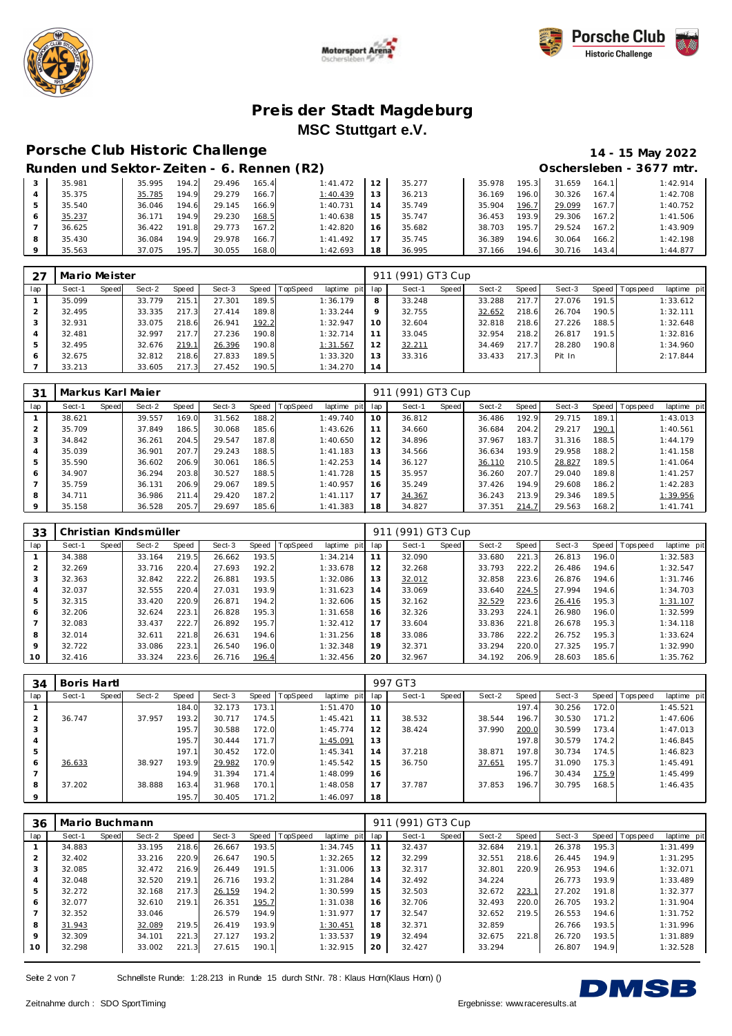# Preis der Stadt Magdeburg

## MSC Stuttgart e.V.

## Porsche Club Historic Challenge

**14 - 15 May 2022**

### Runden und Sektor-Zeiten - 6. Rennen (R2)

**Oschersleben - 3677 mtr.**

| lap | Sect-1 | Speed | Sect-2 | Speed | Sect-3 | Speed | TopSpeed | laptime pit | lap | Sect-1 | Speed | Sect-2 | Speed | Sect-3 | Speed | Topspeed | laptime pit |
|---|---|---|---|---|---|---|---|---|---|---|---|---|---|---|---|---|---|
| 3 | 35.981 | | 35.995 | 194.2 | 29.496 | 165.4 | | 1:41.472 | 12 | 35.277 | | 35.978 | 195.3 | 31.659 | 164.1 | | 1:42.914 |
| 4 | 35.375 | | 35.785 | 194.9 | 29.279 | 166.7 | | 1:40.439 | 13 | 36.213 | | 36.169 | 196.0 | 30.326 | 167.4 | | 1:42.708 |
| 5 | 35.540 | | 36.046 | 194.6 | 29.145 | 166.9 | | 1:40.731 | 14 | 35.749 | | 35.904 | 196.7 | 29.099 | 167.7 | | 1:40.752 |
| 6 | 35.237 | | 36.171 | 194.9 | 29.230 | 168.5 | | 1:40.638 | 15 | 35.747 | | 36.453 | 193.9 | 29.306 | 167.2 | | 1:41.506 |
| 7 | 36.625 | | 36.422 | 191.8 | 29.773 | 167.2 | | 1:42.820 | 16 | 35.682 | | 38.703 | 195.7 | 29.524 | 167.2 | | 1:43.909 |
| 8 | 35.430 | | 36.084 | 194.9 | 29.978 | 166.7 | | 1:41.492 | 17 | 35.745 | | 36.389 | 194.6 | 30.064 | 166.2 | | 1:42.198 |
| 9 | 35.563 | | 37.075 | 195.7 | 30.055 | 168.0 | | 1:42.693 | 18 | 36.995 | | 37.166 | 194.6 | 30.716 | 143.4 | | 1:44.877 |

### 27 Mario Meister — 911 (991) GT3 Cup

| lap | Sect-1 | Speed | Sect-2 | Speed | Sect-3 | Speed | TopSpeed | laptime pit | lap | Sect-1 | Speed | Sect-2 | Speed | Sect-3 | Speed | Topspeed | laptime pit |
|---|---|---|---|---|---|---|---|---|---|---|---|---|---|---|---|---|---|
| 1 | 35.099 | | 33.779 | 215.1 | 27.301 | 189.5 | | 1:36.179 | 8 | 33.248 | | 33.288 | 217.7 | 27.076 | 191.5 | | 1:33.612 |
| 2 | 32.495 | | 33.335 | 217.3 | 27.414 | 189.8 | | 1:33.244 | 9 | 32.755 | | 32.652 | 218.6 | 26.704 | 190.5 | | 1:32.111 |
| 3 | 32.931 | | 33.075 | 218.6 | 26.941 | 192.2 | | 1:32.947 | 10 | 32.604 | | 32.818 | 218.6 | 27.226 | 188.5 | | 1:32.648 |
| 4 | 32.481 | | 32.997 | 217.7 | 27.236 | 190.8 | | 1:32.714 | 11 | 33.045 | | 32.954 | 218.2 | 26.817 | 191.5 | | 1:32.816 |
| 5 | 32.495 | | 32.676 | 219.1 | 26.396 | 190.8 | | 1:31.567 | 12 | 32.211 | | 34.469 | 217.7 | 28.280 | 190.8 | | 1:34.960 |
| 6 | 32.675 | | 32.812 | 218.6 | 27.833 | 189.5 | | 1:33.320 | 13 | 33.316 | | 33.433 | 217.3 | Pit In | | | 2:17.844 |
| 7 | 33.213 | | 33.605 | 217.3 | 27.452 | 190.5 | | 1:34.270 | 14 | | | | | | | | |

### 31 Markus Karl Maier — 911 (991) GT3 Cup

| lap | Sect-1 | Speed | Sect-2 | Speed | Sect-3 | Speed | TopSpeed | laptime pit | lap | Sect-1 | Speed | Sect-2 | Speed | Sect-3 | Speed | Topspeed | laptime pit |
|---|---|---|---|---|---|---|---|---|---|---|---|---|---|---|---|---|---|
| 1 | 38.621 | | 39.557 | 169.0 | 31.562 | 188.2 | | 1:49.740 | 10 | 36.812 | | 36.486 | 192.9 | 29.715 | 189.1 | | 1:43.013 |
| 2 | 35.709 | | 37.849 | 186.5 | 30.068 | 185.6 | | 1:43.626 | 11 | 34.660 | | 36.684 | 204.2 | 29.217 | 190.1 | | 1:40.561 |
| 3 | 34.842 | | 36.261 | 204.5 | 29.547 | 187.8 | | 1:40.650 | 12 | 34.896 | | 37.967 | 183.7 | 31.316 | 188.5 | | 1:44.179 |
| 4 | 35.039 | | 36.901 | 207.7 | 29.243 | 188.5 | | 1:41.183 | 13 | 34.566 | | 36.634 | 193.9 | 29.958 | 188.2 | | 1:41.158 |
| 5 | 35.590 | | 36.602 | 206.9 | 30.061 | 186.5 | | 1:42.253 | 14 | 36.127 | | 36.110 | 210.5 | 28.827 | 189.5 | | 1:41.064 |
| 6 | 34.907 | | 36.294 | 203.8 | 30.527 | 188.5 | | 1:41.728 | 15 | 35.957 | | 36.260 | 207.7 | 29.040 | 189.8 | | 1:41.257 |
| 7 | 35.759 | | 36.131 | 206.9 | 29.067 | 189.5 | | 1:40.957 | 16 | 35.249 | | 37.426 | 194.9 | 29.608 | 186.2 | | 1:42.283 |
| 8 | 34.711 | | 36.986 | 211.4 | 29.420 | 187.2 | | 1:41.117 | 17 | 34.367 | | 36.243 | 213.9 | 29.346 | 189.5 | | 1:39.956 |
| 9 | 35.158 | | 36.528 | 205.7 | 29.697 | 185.6 | | 1:41.383 | 18 | 34.827 | | 37.351 | 214.7 | 29.563 | 168.2 | | 1:41.741 |

### 33 Christian Kindsmüller — 911 (991) GT3 Cup

| lap | Sect-1 | Speed | Sect-2 | Speed | Sect-3 | Speed | TopSpeed | laptime pit | lap | Sect-1 | Speed | Sect-2 | Speed | Sect-3 | Speed | Topspeed | laptime pit |
|---|---|---|---|---|---|---|---|---|---|---|---|---|---|---|---|---|---|
| 1 | 34.388 | | 33.164 | 219.5 | 26.662 | 193.5 | | 1:34.214 | 11 | 32.090 | | 33.680 | 221.3 | 26.813 | 196.0 | | 1:32.583 |
| 2 | 32.269 | | 33.716 | 220.4 | 27.693 | 192.2 | | 1:33.678 | 12 | 32.268 | | 33.793 | 222.2 | 26.486 | 194.6 | | 1:32.547 |
| 3 | 32.363 | | 32.842 | 222.2 | 26.881 | 193.5 | | 1:32.086 | 13 | 32.012 | | 32.858 | 223.6 | 26.876 | 194.6 | | 1:31.746 |
| 4 | 32.037 | | 32.555 | 220.4 | 27.031 | 193.9 | | 1:31.623 | 14 | 33.069 | | 33.640 | 224.5 | 27.994 | 194.6 | | 1:34.703 |
| 5 | 32.315 | | 33.420 | 220.9 | 26.871 | 194.2 | | 1:32.606 | 15 | 32.162 | | 32.529 | 223.6 | 26.416 | 195.3 | | 1:31.107 |
| 6 | 32.206 | | 32.624 | 223.1 | 26.828 | 195.3 | | 1:31.658 | 16 | 32.326 | | 33.293 | 224.1 | 26.980 | 196.0 | | 1:32.599 |
| 7 | 32.083 | | 33.437 | 222.7 | 26.892 | 195.7 | | 1:32.412 | 17 | 33.604 | | 33.836 | 221.8 | 26.678 | 195.3 | | 1:34.118 |
| 8 | 32.014 | | 32.611 | 221.8 | 26.631 | 194.6 | | 1:31.256 | 18 | 33.086 | | 33.786 | 222.2 | 26.752 | 195.3 | | 1:33.624 |
| 9 | 32.722 | | 33.086 | 223.1 | 26.540 | 196.0 | | 1:32.348 | 19 | 32.371 | | 33.294 | 220.0 | 27.325 | 195.7 | | 1:32.990 |
| 10 | 32.416 | | 33.324 | 223.6 | 26.716 | 196.4 | | 1:32.456 | 20 | 32.967 | | 34.192 | 206.9 | 28.603 | 185.6 | | 1:35.762 |

### 34 Boris Hartl — 997 GT3

| lap | Sect-1 | Speed | Sect-2 | Speed | Sect-3 | Speed | TopSpeed | laptime pit | lap | Sect-1 | Speed | Sect-2 | Speed | Sect-3 | Speed | Topspeed | laptime pit |
|---|---|---|---|---|---|---|---|---|---|---|---|---|---|---|---|---|---|
| 1 | | | | 184.0 | 32.173 | 173.1 | | 1:51.470 | 10 | | | | 197.4 | 30.256 | 172.0 | | 1:45.521 |
| 2 | 36.747 | | 37.957 | 193.2 | 30.717 | 174.5 | | 1:45.421 | 11 | 38.532 | | 38.544 | 196.7 | 30.530 | 171.2 | | 1:47.606 |
| 3 | | | | 195.7 | 30.588 | 172.0 | | 1:45.774 | 12 | 38.424 | | 37.990 | 200.0 | 30.599 | 173.4 | | 1:47.013 |
| 4 | | | | 195.7 | 30.444 | 171.7 | | 1:45.091 | 13 | | | | 197.8 | 30.579 | 174.2 | | 1:46.845 |
| 5 | | | | 197.1 | 30.452 | 172.0 | | 1:45.341 | 14 | 37.218 | | 38.871 | 197.8 | 30.734 | 174.5 | | 1:46.823 |
| 6 | 36.633 | | 38.927 | 193.9 | 29.982 | 170.9 | | 1:45.542 | 15 | 36.750 | | 37.651 | 195.7 | 31.090 | 175.3 | | 1:45.491 |
| 7 | | | | 194.9 | 31.394 | 171.4 | | 1:48.099 | 16 | | | | 196.7 | 30.434 | 175.9 | | 1:45.499 |
| 8 | 37.202 | | 38.888 | 163.4 | 31.968 | 170.1 | | 1:48.058 | 17 | 37.787 | | 37.853 | 196.7 | 30.795 | 168.5 | | 1:46.435 |
| 9 | | | | 195.7 | 30.405 | 171.2 | | 1:46.097 | 18 | | | | | | | | |

### 36 Mario Buchmann — 911 (991) GT3 Cup

| lap | Sect-1 | Speed | Sect-2 | Speed | Sect-3 | Speed | TopSpeed | laptime pit | lap | Sect-1 | Speed | Sect-2 | Speed | Sect-3 | Speed | Topspeed | laptime pit |
|---|---|---|---|---|---|---|---|---|---|---|---|---|---|---|---|---|---|
| 1 | 34.883 | | 33.195 | 218.6 | 26.667 | 193.5 | | 1:34.745 | 11 | 32.437 | | 32.684 | 219.1 | 26.378 | 195.3 | | 1:31.499 |
| 2 | 32.402 | | 33.216 | 220.9 | 26.647 | 190.5 | | 1:32.265 | 12 | 32.299 | | 32.551 | 218.6 | 26.445 | 194.9 | | 1:31.295 |
| 3 | 32.085 | | 32.472 | 216.9 | 26.449 | 191.5 | | 1:31.006 | 13 | 32.317 | | 32.801 | 220.9 | 26.953 | 194.6 | | 1:32.071 |
| 4 | 32.048 | | 32.520 | 219.1 | 26.716 | 193.2 | | 1:31.284 | 14 | 32.492 | | 34.224 | | 26.773 | 193.9 | | 1:33.489 |
| 5 | 32.272 | | 32.168 | 217.3 | 26.159 | 194.2 | | 1:30.599 | 15 | 32.503 | | 32.672 | 223.1 | 27.202 | 191.8 | | 1:32.377 |
| 6 | 32.077 | | 32.610 | 219.1 | 26.351 | 195.7 | | 1:31.038 | 16 | 32.706 | | 32.493 | 220.0 | 26.705 | 193.2 | | 1:31.904 |
| 7 | 32.352 | | 33.046 | | 26.579 | 194.9 | | 1:31.977 | 17 | 32.547 | | 32.652 | 219.5 | 26.553 | 194.6 | | 1:31.752 |
| 8 | 31.943 | | 32.089 | 219.5 | 26.419 | 193.9 | | 1:30.451 | 18 | 32.371 | | 32.859 | | 26.766 | 193.5 | | 1:31.996 |
| 9 | 32.309 | | 34.101 | 221.3 | 27.127 | 193.2 | | 1:33.537 | 19 | 32.494 | | 32.675 | 221.8 | 26.720 | 193.5 | | 1:31.889 |
| 10 | 32.298 | | 33.002 | 221.3 | 27.615 | 190.1 | | 1:32.915 | 20 | 32.427 | | 33.294 | | 26.807 | 194.9 | | 1:32.528 |

Schnellste Runde: 1:28.213 in Runde 15 durch StNr. 78 : Klaus Horn(Klaus Horn) ()

Zeitnahme durch : SDO SportTiming

Ergebnisse: www.raceresults.at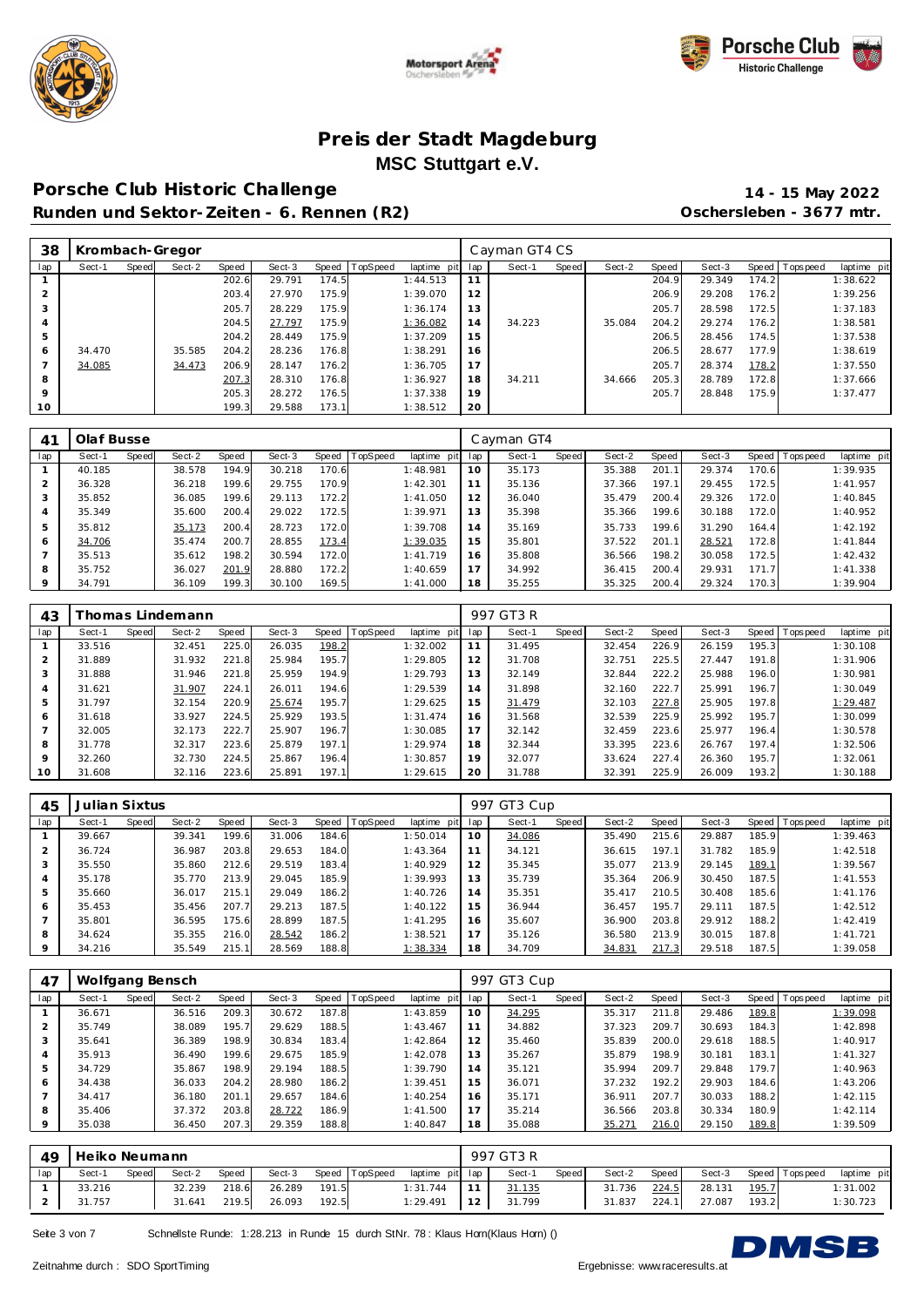# Preis der Stadt Magdeburg

**MSC Stuttgart e.V.**

## Porsche Club Historic Challenge

**Runden und Sektor-Zeiten - 6. Rennen (R2)**

**14 - 15 May 2022**

**Oschersleben - 3677 mtr.**

| 38 | Krombach-Gregor | | | | | | | | | Cayman GT4 CS | | | | | | | | |
|---|---|---|---|---|---|---|---|---|---|---|---|---|---|---|---|---|---|---|
| lap | Sect-1 | Speed | Sect-2 | Speed | Sect-3 | Speed | TopSpeed | laptime pit | lap | Sect-1 | Speed | Sect-2 | Speed | Sect-3 | Speed | Topspeed | laptime pit |
| 1 | | | | 202.6 | 29.791 | 174.5 | | 1:44.513 | 11 | | | | 204.9 | 29.349 | 174.2 | | 1:38.622 |
| 2 | | | | 203.4 | 27.970 | 175.9 | | 1:39.070 | 12 | | | | 206.9 | 29.208 | 176.2 | | 1:39.256 |
| 3 | | | | 205.7 | 28.229 | 175.9 | | 1:36.174 | 13 | | | | 205.7 | 28.598 | 172.5 | | 1:37.183 |
| 4 | | | | 204.5 | 27.797 | 175.9 | | 1:36.082 | 14 | 34.223 | | 35.084 | 204.2 | 29.274 | 176.2 | | 1:38.581 |
| 5 | | | | 204.2 | 28.449 | 175.9 | | 1:37.209 | 15 | | | | 206.5 | 28.456 | 174.5 | | 1:37.538 |
| 6 | 34.470 | | 35.585 | 204.2 | 28.236 | 176.8 | | 1:38.291 | 16 | | | | 206.5 | 28.677 | 177.9 | | 1:38.619 |
| 7 | 34.085 | | 34.473 | 206.9 | 28.147 | 176.2 | | 1:36.705 | 17 | | | | 205.7 | 28.374 | 178.2 | | 1:37.550 |
| 8 | | | | 207.3 | 28.310 | 176.8 | | 1:36.927 | 18 | 34.211 | | 34.666 | 205.3 | 28.789 | 172.8 | | 1:37.666 |
| 9 | | | | 205.3 | 28.272 | 176.5 | | 1:37.338 | 19 | | | | 205.7 | 28.848 | 175.9 | | 1:37.477 |
| 10 | | | | 199.3 | 29.588 | 173.1 | | 1:38.512 | 20 | | | | | | | | |

| 41 | Olaf Busse | | | | | | | | | Cayman GT4 | | | | | | | | |
|---|---|---|---|---|---|---|---|---|---|---|---|---|---|---|---|---|---|---|
| lap | Sect-1 | Speed | Sect-2 | Speed | Sect-3 | Speed | TopSpeed | laptime pit | lap | Sect-1 | Speed | Sect-2 | Speed | Sect-3 | Speed | Topspeed | laptime pit |
| 1 | 40.185 | | 38.578 | 194.9 | 30.218 | 170.6 | | 1:48.981 | 10 | 35.173 | | 35.388 | 201.1 | 29.374 | 170.6 | | 1:39.935 |
| 2 | 36.328 | | 36.218 | 199.6 | 29.755 | 170.9 | | 1:42.301 | 11 | 35.136 | | 37.366 | 197.1 | 29.455 | 172.5 | | 1:41.957 |
| 3 | 35.852 | | 36.085 | 199.6 | 29.113 | 172.2 | | 1:41.050 | 12 | 36.040 | | 35.479 | 200.4 | 29.326 | 172.0 | | 1:40.845 |
| 4 | 35.349 | | 35.600 | 200.4 | 29.022 | 172.5 | | 1:39.971 | 13 | 35.398 | | 35.366 | 199.6 | 30.188 | 172.0 | | 1:40.952 |
| 5 | 35.812 | | 35.173 | 200.4 | 28.723 | 172.0 | | 1:39.708 | 14 | 35.169 | | 35.733 | 199.6 | 31.290 | 164.4 | | 1:42.192 |
| 6 | 34.706 | | 35.474 | 200.7 | 28.855 | 173.4 | | 1:39.035 | 15 | 35.801 | | 37.522 | 201.1 | 28.521 | 172.8 | | 1:41.844 |
| 7 | 35.513 | | 35.612 | 198.2 | 30.594 | 172.0 | | 1:41.719 | 16 | 35.808 | | 36.566 | 198.2 | 30.058 | 172.5 | | 1:42.432 |
| 8 | 35.752 | | 36.027 | 201.9 | 28.880 | 172.2 | | 1:40.659 | 17 | 34.992 | | 36.415 | 200.4 | 29.931 | 171.7 | | 1:41.338 |
| 9 | 34.791 | | 36.109 | 199.3 | 30.100 | 169.5 | | 1:41.000 | 18 | 35.255 | | 35.325 | 200.4 | 29.324 | 170.3 | | 1:39.904 |

| 43 | Thomas Lindemann | | | | | | | | | 997 GT3 R | | | | | | | | |
|---|---|---|---|---|---|---|---|---|---|---|---|---|---|---|---|---|---|---|
| lap | Sect-1 | Speed | Sect-2 | Speed | Sect-3 | Speed | TopSpeed | laptime pit | lap | Sect-1 | Speed | Sect-2 | Speed | Sect-3 | Speed | Topspeed | laptime pit |
| 1 | 33.516 | | 32.451 | 225.0 | 26.035 | 198.2 | | 1:32.002 | 11 | 31.495 | | 32.454 | 226.9 | 26.159 | 195.3 | | 1:30.108 |
| 2 | 31.889 | | 31.932 | 221.8 | 25.984 | 195.7 | | 1:29.805 | 12 | 31.708 | | 32.751 | 225.5 | 27.447 | 191.8 | | 1:31.906 |
| 3 | 31.888 | | 31.946 | 221.8 | 25.959 | 194.9 | | 1:29.793 | 13 | 32.149 | | 32.844 | 222.2 | 25.988 | 196.0 | | 1:30.981 |
| 4 | 31.621 | | 31.907 | 224.1 | 26.011 | 194.6 | | 1:29.539 | 14 | 31.898 | | 32.160 | 222.7 | 25.991 | 196.7 | | 1:30.049 |
| 5 | 31.797 | | 32.154 | 220.9 | 25.674 | 195.7 | | 1:29.625 | 15 | 31.479 | | 32.103 | 227.8 | 25.905 | 197.8 | | 1:29.487 |
| 6 | 31.618 | | 33.927 | 224.5 | 25.929 | 193.5 | | 1:31.474 | 16 | 31.568 | | 32.539 | 225.9 | 25.992 | 195.7 | | 1:30.099 |
| 7 | 32.005 | | 32.173 | 222.7 | 25.907 | 196.7 | | 1:30.085 | 17 | 32.142 | | 32.459 | 223.6 | 25.977 | 196.4 | | 1:30.578 |
| 8 | 31.778 | | 32.317 | 223.6 | 25.879 | 197.1 | | 1:29.974 | 18 | 32.344 | | 33.395 | 223.6 | 26.767 | 197.4 | | 1:32.506 |
| 9 | 32.260 | | 32.730 | 224.5 | 25.867 | 196.4 | | 1:30.857 | 19 | 32.077 | | 33.624 | 227.4 | 26.360 | 195.7 | | 1:32.061 |
| 10 | 31.608 | | 32.116 | 223.6 | 25.891 | 197.1 | | 1:29.615 | 20 | 31.788 | | 32.391 | 225.9 | 26.009 | 193.2 | | 1:30.188 |

| 45 | Julian Sixtus | | | | | | | | | 997 GT3 Cup | | | | | | | | |
|---|---|---|---|---|---|---|---|---|---|---|---|---|---|---|---|---|---|---|
| lap | Sect-1 | Speed | Sect-2 | Speed | Sect-3 | Speed | TopSpeed | laptime pit | lap | Sect-1 | Speed | Sect-2 | Speed | Sect-3 | Speed | Topspeed | laptime pit |
| 1 | 39.667 | | 39.341 | 199.6 | 31.006 | 184.6 | | 1:50.014 | 10 | 34.086 | | 35.490 | 215.6 | 29.887 | 185.9 | | 1:39.463 |
| 2 | 36.724 | | 36.987 | 203.8 | 29.653 | 184.0 | | 1:43.364 | 11 | 34.121 | | 36.615 | 197.1 | 31.782 | 185.9 | | 1:42.518 |
| 3 | 35.550 | | 35.860 | 212.6 | 29.519 | 183.4 | | 1:40.929 | 12 | 35.345 | | 35.077 | 213.9 | 29.145 | 189.1 | | 1:39.567 |
| 4 | 35.178 | | 35.770 | 213.9 | 29.045 | 185.9 | | 1:39.993 | 13 | 35.739 | | 35.364 | 206.9 | 30.450 | 187.5 | | 1:41.553 |
| 5 | 35.660 | | 36.017 | 215.1 | 29.049 | 186.2 | | 1:40.726 | 14 | 35.351 | | 35.417 | 210.5 | 30.408 | 185.6 | | 1:41.176 |
| 6 | 35.453 | | 35.456 | 207.7 | 29.213 | 187.5 | | 1:40.122 | 15 | 36.944 | | 36.457 | 195.7 | 29.111 | 187.5 | | 1:42.512 |
| 7 | 35.801 | | 36.595 | 175.6 | 28.899 | 187.5 | | 1:41.295 | 16 | 35.607 | | 36.900 | 203.8 | 29.912 | 188.2 | | 1:42.419 |
| 8 | 34.624 | | 35.355 | 216.0 | 28.542 | 186.2 | | 1:38.521 | 17 | 35.126 | | 36.580 | 213.9 | 30.015 | 187.8 | | 1:41.721 |
| 9 | 34.216 | | 35.549 | 215.1 | 28.569 | 188.8 | | 1:38.334 | 18 | 34.709 | | 34.831 | 217.3 | 29.518 | 187.5 | | 1:39.058 |

| 47 | Wolfgang Bensch | | | | | | | | | 997 GT3 Cup | | | | | | | | |
|---|---|---|---|---|---|---|---|---|---|---|---|---|---|---|---|---|---|---|
| lap | Sect-1 | Speed | Sect-2 | Speed | Sect-3 | Speed | TopSpeed | laptime pit | lap | Sect-1 | Speed | Sect-2 | Speed | Sect-3 | Speed | Topspeed | laptime pit |
| 1 | 36.671 | | 36.516 | 209.3 | 30.672 | 187.8 | | 1:43.859 | 10 | 34.295 | | 35.317 | 211.8 | 29.486 | 189.8 | | 1:39.098 |
| 2 | 35.749 | | 38.089 | 195.7 | 29.629 | 188.5 | | 1:43.467 | 11 | 34.882 | | 37.323 | 209.7 | 30.693 | 184.3 | | 1:42.898 |
| 3 | 35.641 | | 36.389 | 198.9 | 30.834 | 183.4 | | 1:42.864 | 12 | 35.460 | | 35.839 | 200.0 | 29.618 | 188.5 | | 1:40.917 |
| 4 | 35.913 | | 36.490 | 199.6 | 29.675 | 185.9 | | 1:42.078 | 13 | 35.267 | | 35.879 | 198.9 | 30.181 | 183.1 | | 1:41.327 |
| 5 | 34.729 | | 35.867 | 198.9 | 29.194 | 188.5 | | 1:39.790 | 14 | 35.121 | | 35.994 | 209.7 | 29.848 | 179.7 | | 1:40.963 |
| 6 | 34.438 | | 36.033 | 204.2 | 28.980 | 186.2 | | 1:39.451 | 15 | 36.071 | | 37.232 | 192.2 | 29.903 | 184.6 | | 1:43.206 |
| 7 | 34.417 | | 36.180 | 201.1 | 29.657 | 184.6 | | 1:40.254 | 16 | 35.171 | | 36.911 | 207.7 | 30.033 | 188.2 | | 1:42.115 |
| 8 | 35.406 | | 37.372 | 203.8 | 28.722 | 186.9 | | 1:41.500 | 17 | 35.214 | | 36.566 | 203.8 | 30.334 | 180.9 | | 1:42.114 |
| 9 | 35.038 | | 36.450 | 207.3 | 29.359 | 188.8 | | 1:40.847 | 18 | 35.088 | | 35.271 | 216.0 | 29.150 | 189.8 | | 1:39.509 |

| 49 | Heiko Neumann | | | | | | | | | 997 GT3 R | | | | | | | | |
|---|---|---|---|---|---|---|---|---|---|---|---|---|---|---|---|---|---|---|
| lap | Sect-1 | Speed | Sect-2 | Speed | Sect-3 | Speed | TopSpeed | laptime pit | lap | Sect-1 | Speed | Sect-2 | Speed | Sect-3 | Speed | Topspeed | laptime pit |
| 1 | 33.216 | | 32.239 | 218.6 | 26.289 | 191.5 | | 1:31.744 | 11 | 31.135 | | 31.736 | 224.5 | 28.131 | 195.7 | | 1:31.002 |
| 2 | 31.757 | | 31.641 | 219.5 | 26.093 | 192.5 | | 1:29.491 | 12 | 31.799 | | 31.837 | 224.1 | 27.087 | 193.2 | | 1:30.723 |

Schnellste Runde: 1:28.213 in Runde 15 durch StNr. 78 : Klaus Horn(Klaus Horn) ()

Zeitnahme durch : SDO SportTiming

Ergebnisse: www.raceresults.at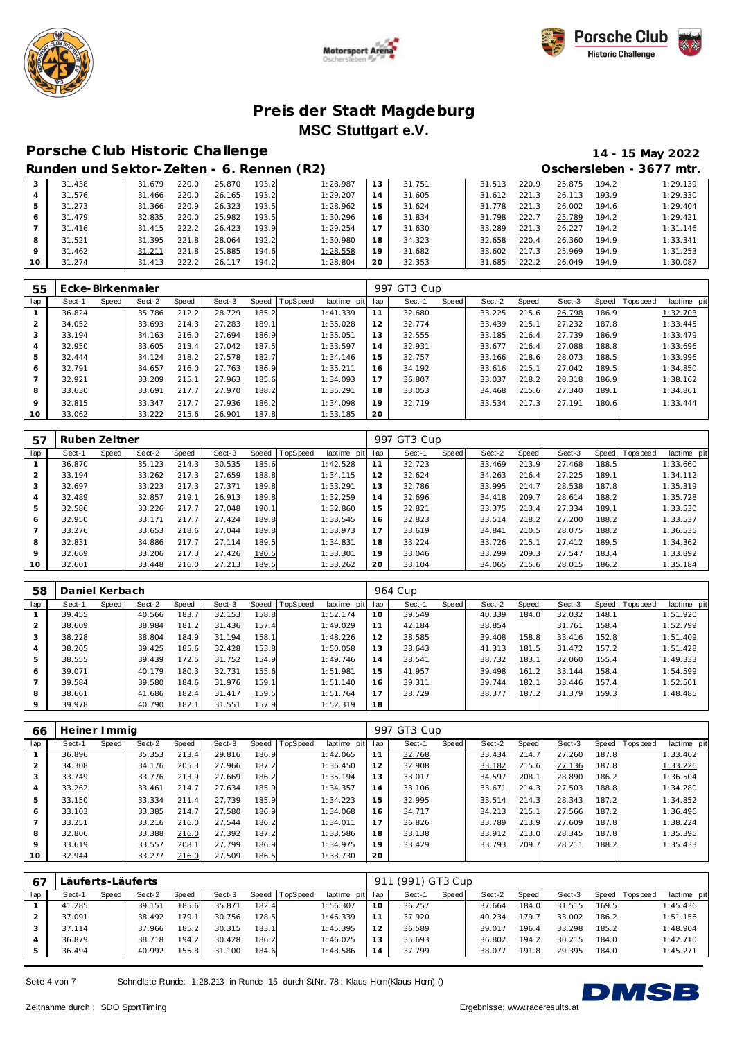# Preis der Stadt Magdeburg

## MSC Stuttgart e.V.

## Porsche Club Historic Challenge

**14 - 15 May 2022**

### Runden und Sektor-Zeiten - 6. Rennen (R2)

**Oschersleben - 3677 mtr.**

| lap | Sect-1 | Speed | Sect-2 | Speed | Sect-3 | Speed | TopSpeed | laptime pit | lap | Sect-1 | Speed | Sect-2 | Speed | Sect-3 | Speed | Topspeed | laptime pit |
|---|---|---|---|---|---|---|---|---|---|---|---|---|---|---|---|---|---|
| 3 | 31.438 | | 31.679 | 220.0 | 25.870 | 193.2 | | 1:28.987 | 13 | 31.751 | | 31.513 | 220.9 | 25.875 | 194.2 | | 1:29.139 |
| 4 | 31.576 | | 31.466 | 220.0 | 26.165 | 193.2 | | 1:29.207 | 14 | 31.605 | | 31.612 | 221.3 | 26.113 | 193.9 | | 1:29.330 |
| 5 | 31.273 | | 31.366 | 220.9 | 26.323 | 193.5 | | 1:28.962 | 15 | 31.624 | | 31.778 | 221.3 | 26.002 | 194.6 | | 1:29.404 |
| 6 | 31.479 | | 32.835 | 220.0 | 25.982 | 193.5 | | 1:30.296 | 16 | 31.834 | | 31.798 | 222.7 | 25.789 | 194.2 | | 1:29.421 |
| 7 | 31.416 | | 31.415 | 222.2 | 26.423 | 193.9 | | 1:29.254 | 17 | 31.630 | | 33.289 | 221.3 | 26.227 | 194.2 | | 1:31.146 |
| 8 | 31.521 | | 31.395 | 221.8 | 28.064 | 192.2 | | 1:30.980 | 18 | 34.323 | | 32.658 | 220.4 | 26.360 | 194.9 | | 1:33.341 |
| 9 | 31.462 | | 31.211 | 221.8 | 25.885 | 194.6 | | 1:28.558 | 19 | 31.682 | | 33.602 | 217.3 | 25.969 | 194.9 | | 1:31.253 |
| 10 | 31.274 | | 31.413 | 222.2 | 26.117 | 194.2 | | 1:28.804 | 20 | 32.353 | | 31.685 | 222.2 | 26.049 | 194.9 | | 1:30.087 |

**55 Ecke-Birkenmaier** — 997 GT3 Cup

| lap | Sect-1 | Speed | Sect-2 | Speed | Sect-3 | Speed | TopSpeed | laptime pit | lap | Sect-1 | Speed | Sect-2 | Speed | Sect-3 | Speed | Topspeed | laptime pit |
|---|---|---|---|---|---|---|---|---|---|---|---|---|---|---|---|---|---|
| 1 | 36.824 | | 35.786 | 212.2 | 28.729 | 185.2 | | 1:41.339 | 11 | 32.680 | | 33.225 | 215.6 | 26.798 | 186.9 | | 1:32.703 |
| 2 | 34.052 | | 33.693 | 214.3 | 27.283 | 189.1 | | 1:35.028 | 12 | 32.774 | | 33.439 | 215.1 | 27.232 | 187.8 | | 1:33.445 |
| 3 | 33.194 | | 34.163 | 216.0 | 27.694 | 186.9 | | 1:35.051 | 13 | 32.555 | | 33.185 | 216.4 | 27.739 | 186.9 | | 1:33.479 |
| 4 | 32.950 | | 33.605 | 213.4 | 27.042 | 187.5 | | 1:33.597 | 14 | 32.931 | | 33.677 | 216.4 | 27.088 | 188.8 | | 1:33.696 |
| 5 | 32.444 | | 34.124 | 218.2 | 27.578 | 182.7 | | 1:34.146 | 15 | 32.757 | | 33.166 | 218.6 | 28.073 | 188.5 | | 1:33.996 |
| 6 | 32.791 | | 34.657 | 216.0 | 27.763 | 186.9 | | 1:35.211 | 16 | 34.192 | | 33.616 | 215.1 | 27.042 | 189.5 | | 1:34.850 |
| 7 | 32.921 | | 33.209 | 215.1 | 27.963 | 185.6 | | 1:34.093 | 17 | 36.807 | | 33.037 | 218.2 | 28.318 | 186.9 | | 1:38.162 |
| 8 | 33.630 | | 33.691 | 217.7 | 27.970 | 188.2 | | 1:35.291 | 18 | 33.053 | | 34.468 | 215.6 | 27.340 | 189.1 | | 1:34.861 |
| 9 | 32.815 | | 33.347 | 217.7 | 27.936 | 186.2 | | 1:34.098 | 19 | 32.719 | | 33.534 | 217.3 | 27.191 | 180.6 | | 1:33.444 |
| 10 | 33.062 | | 33.222 | 215.6 | 26.901 | 187.8 | | 1:33.185 | 20 | | | | | | | | |

**57 Ruben Zeltner** — 997 GT3 Cup

| lap | Sect-1 | Speed | Sect-2 | Speed | Sect-3 | Speed | TopSpeed | laptime pit | lap | Sect-1 | Speed | Sect-2 | Speed | Sect-3 | Speed | Topspeed | laptime pit |
|---|---|---|---|---|---|---|---|---|---|---|---|---|---|---|---|---|---|
| 1 | 36.870 | | 35.123 | 214.3 | 30.535 | 185.6 | | 1:42.528 | 11 | 32.723 | | 33.469 | 213.9 | 27.468 | 188.5 | | 1:33.660 |
| 2 | 33.194 | | 33.262 | 217.3 | 27.659 | 188.8 | | 1:34.115 | 12 | 32.624 | | 34.263 | 216.4 | 27.225 | 189.1 | | 1:34.112 |
| 3 | 32.697 | | 33.223 | 217.3 | 27.371 | 189.8 | | 1:33.291 | 13 | 32.786 | | 33.995 | 214.7 | 28.538 | 187.8 | | 1:35.319 |
| 4 | 32.489 | | 32.857 | 219.1 | 26.913 | 189.8 | | 1:32.259 | 14 | 32.696 | | 34.418 | 209.7 | 28.614 | 188.2 | | 1:35.728 |
| 5 | 32.586 | | 33.226 | 217.7 | 27.048 | 190.1 | | 1:32.860 | 15 | 32.821 | | 33.375 | 213.4 | 27.334 | 189.1 | | 1:33.530 |
| 6 | 32.950 | | 33.171 | 217.7 | 27.424 | 189.8 | | 1:33.545 | 16 | 32.823 | | 33.514 | 218.2 | 27.200 | 188.2 | | 1:33.537 |
| 7 | 33.276 | | 33.653 | 218.6 | 27.044 | 189.8 | | 1:33.973 | 17 | 33.619 | | 34.841 | 210.5 | 28.075 | 188.2 | | 1:36.535 |
| 8 | 32.831 | | 34.886 | 217.7 | 27.114 | 189.5 | | 1:34.831 | 18 | 33.224 | | 33.726 | 215.1 | 27.412 | 189.5 | | 1:34.362 |
| 9 | 32.669 | | 33.206 | 217.3 | 27.426 | 190.5 | | 1:33.301 | 19 | 33.046 | | 33.299 | 209.3 | 27.547 | 183.4 | | 1:33.892 |
| 10 | 32.601 | | 33.448 | 216.0 | 27.213 | 189.5 | | 1:33.262 | 20 | 33.104 | | 34.065 | 215.6 | 28.015 | 186.2 | | 1:35.184 |

**58 Daniel Kerbach** — 964 Cup

| lap | Sect-1 | Speed | Sect-2 | Speed | Sect-3 | Speed | TopSpeed | laptime pit | lap | Sect-1 | Speed | Sect-2 | Speed | Sect-3 | Speed | Topspeed | laptime pit |
|---|---|---|---|---|---|---|---|---|---|---|---|---|---|---|---|---|---|
| 1 | 39.455 | | 40.566 | 183.7 | 32.153 | 158.8 | | 1:52.174 | 10 | 39.549 | | 40.339 | 184.0 | 32.032 | 148.1 | | 1:51.920 |
| 2 | 38.609 | | 38.984 | 181.2 | 31.436 | 157.4 | | 1:49.029 | 11 | 42.184 | | 38.854 | | 31.761 | 158.4 | | 1:52.799 |
| 3 | 38.228 | | 38.804 | 184.9 | 31.194 | 158.1 | | 1:48.226 | 12 | 38.585 | | 39.408 | 158.8 | 33.416 | 152.8 | | 1:51.409 |
| 4 | 38.205 | | 39.425 | 185.6 | 32.428 | 153.8 | | 1:50.058 | 13 | 38.643 | | 41.313 | 181.5 | 31.472 | 157.2 | | 1:51.428 |
| 5 | 38.555 | | 39.439 | 172.5 | 31.752 | 154.9 | | 1:49.746 | 14 | 38.541 | | 38.732 | 183.1 | 32.060 | 155.4 | | 1:49.333 |
| 6 | 39.071 | | 40.179 | 180.3 | 32.731 | 155.6 | | 1:51.981 | 15 | 41.957 | | 39.498 | 161.2 | 33.144 | 158.4 | | 1:54.599 |
| 7 | 39.584 | | 39.580 | 184.6 | 31.976 | 159.1 | | 1:51.140 | 16 | 39.311 | | 39.744 | 182.1 | 33.446 | 157.4 | | 1:52.501 |
| 8 | 38.661 | | 41.686 | 182.4 | 31.417 | 159.5 | | 1:51.764 | 17 | 38.729 | | 38.377 | 187.2 | 31.379 | 159.3 | | 1:48.485 |
| 9 | 39.978 | | 40.790 | 182.1 | 31.551 | 157.9 | | 1:52.319 | 18 | | | | | | | | |

**66 Heiner Immig** — 997 GT3 Cup

| lap | Sect-1 | Speed | Sect-2 | Speed | Sect-3 | Speed | TopSpeed | laptime pit | lap | Sect-1 | Speed | Sect-2 | Speed | Sect-3 | Speed | Topspeed | laptime pit |
|---|---|---|---|---|---|---|---|---|---|---|---|---|---|---|---|---|---|
| 1 | 36.896 | | 35.353 | 213.4 | 29.816 | 186.9 | | 1:42.065 | 11 | 32.768 | | 33.434 | 214.7 | 27.260 | 187.8 | | 1:33.462 |
| 2 | 34.308 | | 34.176 | 205.3 | 27.966 | 187.2 | | 1:36.450 | 12 | 32.908 | | 33.182 | 215.6 | 27.136 | 187.8 | | 1:33.226 |
| 3 | 33.749 | | 33.776 | 213.9 | 27.669 | 186.2 | | 1:35.194 | 13 | 33.017 | | 34.597 | 208.1 | 28.890 | 186.2 | | 1:36.504 |
| 4 | 33.262 | | 33.461 | 214.7 | 27.634 | 185.9 | | 1:34.357 | 14 | 33.106 | | 33.671 | 214.3 | 27.503 | 188.8 | | 1:34.280 |
| 5 | 33.150 | | 33.334 | 211.4 | 27.739 | 185.9 | | 1:34.223 | 15 | 32.995 | | 33.514 | 214.3 | 28.343 | 187.2 | | 1:34.852 |
| 6 | 33.103 | | 33.385 | 214.7 | 27.580 | 186.9 | | 1:34.068 | 16 | 34.717 | | 34.213 | 215.1 | 27.566 | 187.2 | | 1:36.496 |
| 7 | 33.251 | | 33.216 | 216.0 | 27.544 | 186.2 | | 1:34.011 | 17 | 36.826 | | 33.789 | 213.9 | 27.609 | 187.8 | | 1:38.224 |
| 8 | 32.806 | | 33.388 | 216.0 | 27.392 | 187.2 | | 1:33.586 | 18 | 33.138 | | 33.912 | 213.0 | 28.345 | 187.8 | | 1:35.395 |
| 9 | 33.619 | | 33.557 | 208.1 | 27.799 | 186.9 | | 1:34.975 | 19 | 33.429 | | 33.793 | 209.7 | 28.211 | 188.2 | | 1:35.433 |
| 10 | 32.944 | | 33.277 | 216.0 | 27.509 | 186.5 | | 1:33.730 | 20 | | | | | | | | |

**67 Läuferts-Läuferts** — 911 (991) GT3 Cup

| lap | Sect-1 | Speed | Sect-2 | Speed | Sect-3 | Speed | TopSpeed | laptime pit | lap | Sect-1 | Speed | Sect-2 | Speed | Sect-3 | Speed | Topspeed | laptime pit |
|---|---|---|---|---|---|---|---|---|---|---|---|---|---|---|---|---|---|
| 1 | 41.285 | | 39.151 | 185.6 | 35.871 | 182.4 | | 1:56.307 | 10 | 36.257 | | 37.664 | 184.0 | 31.515 | 169.5 | | 1:45.436 |
| 2 | 37.091 | | 38.492 | 179.1 | 30.756 | 178.5 | | 1:46.339 | 11 | 37.920 | | 40.234 | 179.7 | 33.002 | 186.2 | | 1:51.156 |
| 3 | 37.114 | | 37.966 | 185.2 | 30.315 | 183.1 | | 1:45.395 | 12 | 36.589 | | 39.017 | 196.4 | 33.298 | 185.2 | | 1:48.904 |
| 4 | 36.879 | | 38.718 | 194.2 | 30.428 | 186.2 | | 1:46.025 | 13 | 35.693 | | 36.802 | 194.2 | 30.215 | 184.0 | | 1:42.710 |
| 5 | 36.494 | | 40.992 | 155.8 | 31.100 | 184.6 | | 1:48.586 | 14 | 37.799 | | 38.077 | 191.8 | 29.395 | 184.0 | | 1:45.271 |

Schnellste Runde: 1:28.213 in Runde 15 durch StNr. 78 : Klaus Horn(Klaus Horn) ()

Zeitnahme durch : SDO SportTiming

Ergebnisse: www.raceresults.at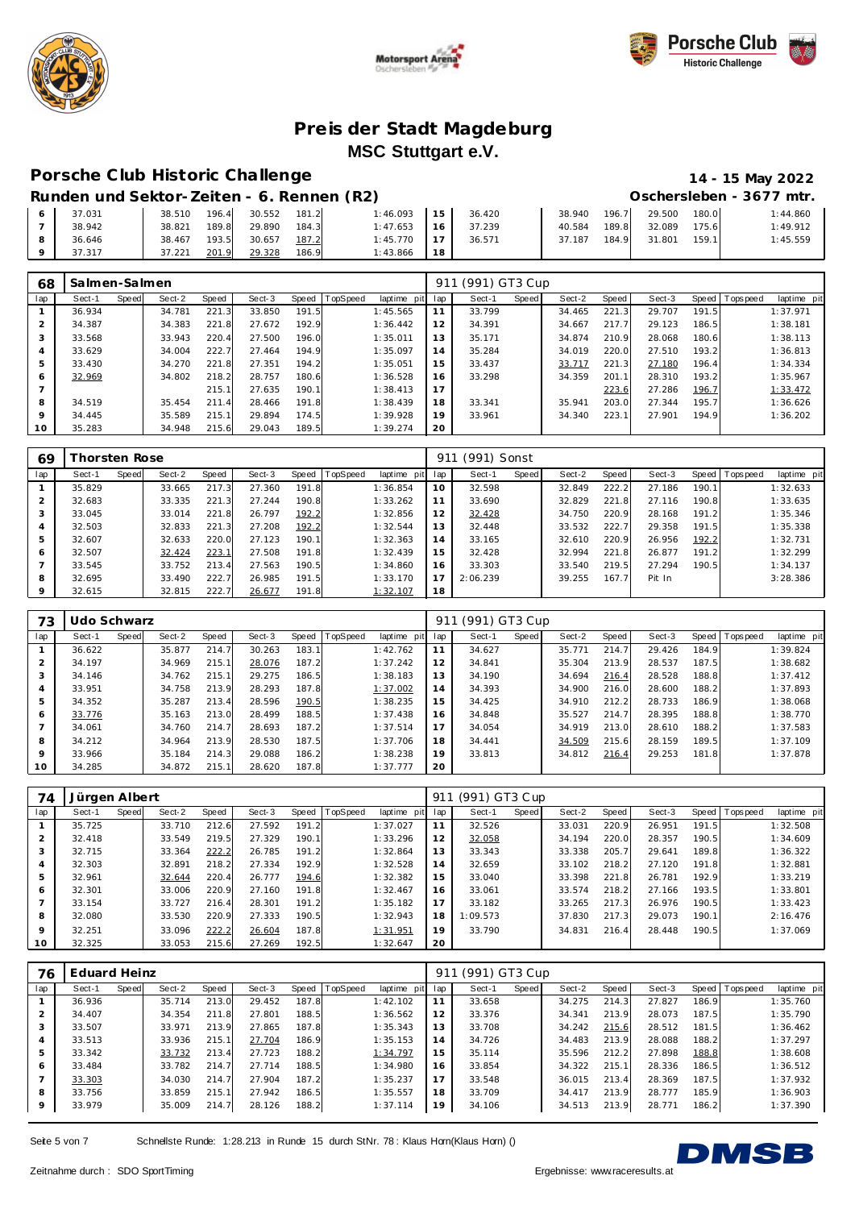# Preis der Stadt Magdeburg

## MSC Stuttgart e.V.

## Porsche Club Historic Challenge

**14 - 15 May 2022**

### Runden und Sektor-Zeiten - 6. Rennen (R2)

**Oschersleben - 3677 mtr.**

| lap | Sect-1 | Speed | Sect-2 | Speed | Sect-3 | Speed | TopSpeed | laptime pit | lap | Sect-1 | Speed | Sect-2 | Speed | Sect-3 | Speed | Topspeed | laptime pit |
|---|---|---|---|---|---|---|---|---|---|---|---|---|---|---|---|---|---|
| 6 | 37.031 | | 38.510 | 196.4 | 30.552 | 181.2 | | 1:46.093 | 15 | 36.420 | | 38.940 | 196.7 | 29.500 | 180.0 | | 1:44.860 |
| 7 | 38.942 | | 38.821 | 189.8 | 29.890 | 184.3 | | 1:47.653 | 16 | 37.239 | | 40.584 | 189.8 | 32.089 | 175.6 | | 1:49.912 |
| 8 | 36.646 | | 38.467 | 193.5 | 30.657 | 187.2 | | 1:45.770 | 17 | 36.571 | | 37.187 | 184.9 | 31.801 | 159.1 | | 1:45.559 |
| 9 | 37.317 | | 37.221 | 201.9 | 29.328 | 186.9 | | 1:43.866 | 18 | | | | | | | | |

**68 Salmen-Salmen — 911 (991) GT3 Cup**

| lap | Sect-1 | Speed | Sect-2 | Speed | Sect-3 | Speed | TopSpeed | laptime pit | lap | Sect-1 | Speed | Sect-2 | Speed | Sect-3 | Speed | Topspeed | laptime pit |
|---|---|---|---|---|---|---|---|---|---|---|---|---|---|---|---|---|---|
| 1 | 36.934 | | 34.781 | 221.3 | 33.850 | 191.5 | | 1:45.565 | 11 | 33.799 | | 34.465 | 221.3 | 29.707 | 191.5 | | 1:37.971 |
| 2 | 34.387 | | 34.383 | 221.8 | 27.672 | 192.9 | | 1:36.442 | 12 | 34.391 | | 34.667 | 217.7 | 29.123 | 186.5 | | 1:38.181 |
| 3 | 33.568 | | 33.943 | 220.4 | 27.500 | 196.0 | | 1:35.011 | 13 | 35.171 | | 34.874 | 210.9 | 28.068 | 180.6 | | 1:38.113 |
| 4 | 33.629 | | 34.004 | 222.7 | 27.464 | 194.9 | | 1:35.097 | 14 | 35.284 | | 34.019 | 220.0 | 27.510 | 193.2 | | 1:36.813 |
| 5 | 33.430 | | 34.270 | 221.8 | 27.351 | 194.2 | | 1:35.051 | 15 | 33.437 | | 33.717 | 221.3 | 27.180 | 196.4 | | 1:34.334 |
| 6 | 32.969 | | 34.802 | 218.2 | 28.757 | 180.6 | | 1:36.528 | 16 | 33.298 | | 34.359 | 201.1 | 28.310 | 193.2 | | 1:35.967 |
| 7 | | | | 215.1 | 27.635 | 190.1 | | 1:38.413 | 17 | | | | 223.6 | 27.286 | 196.7 | | 1:33.472 |
| 8 | 34.519 | | 35.454 | 211.4 | 28.466 | 191.8 | | 1:38.439 | 18 | 33.341 | | 35.941 | 203.0 | 27.344 | 195.7 | | 1:36.626 |
| 9 | 34.445 | | 35.589 | 215.1 | 29.894 | 174.5 | | 1:39.928 | 19 | 33.961 | | 34.340 | 223.1 | 27.901 | 194.9 | | 1:36.202 |
| 10 | 35.283 | | 34.948 | 215.6 | 29.043 | 189.5 | | 1:39.274 | 20 | | | | | | | | |

**69 Thorsten Rose — 911 (991) Sonst**

| lap | Sect-1 | Speed | Sect-2 | Speed | Sect-3 | Speed | TopSpeed | laptime pit | lap | Sect-1 | Speed | Sect-2 | Speed | Sect-3 | Speed | Topspeed | laptime pit |
|---|---|---|---|---|---|---|---|---|---|---|---|---|---|---|---|---|---|
| 1 | 35.829 | | 33.665 | 217.3 | 27.360 | 191.8 | | 1:36.854 | 10 | 32.598 | | 32.849 | 222.2 | 27.186 | 190.1 | | 1:32.633 |
| 2 | 32.683 | | 33.335 | 221.3 | 27.244 | 190.8 | | 1:33.262 | 11 | 33.690 | | 32.829 | 221.8 | 27.116 | 190.8 | | 1:33.635 |
| 3 | 33.045 | | 33.014 | 221.8 | 26.797 | 192.2 | | 1:32.856 | 12 | 32.428 | | 34.750 | 220.9 | 28.168 | 191.2 | | 1:35.346 |
| 4 | 32.503 | | 32.833 | 221.3 | 27.208 | 192.2 | | 1:32.544 | 13 | 32.448 | | 33.532 | 222.7 | 29.358 | 191.5 | | 1:35.338 |
| 5 | 32.607 | | 32.633 | 220.0 | 27.123 | 190.1 | | 1:32.363 | 14 | 33.165 | | 32.610 | 220.9 | 26.956 | 192.2 | | 1:32.731 |
| 6 | 32.507 | | 32.424 | 223.1 | 27.508 | 191.8 | | 1:32.439 | 15 | 32.428 | | 32.994 | 221.8 | 26.877 | 191.2 | | 1:32.299 |
| 7 | 33.545 | | 33.752 | 213.4 | 27.563 | 190.5 | | 1:34.860 | 16 | 33.303 | | 33.540 | 219.5 | 27.294 | 190.5 | | 1:34.137 |
| 8 | 32.695 | | 33.490 | 222.7 | 26.985 | 191.5 | | 1:33.170 | 17 | 2:06.239 | | 39.255 | 167.7 | Pit In | | | 3:28.386 |
| 9 | 32.615 | | 32.815 | 222.7 | 26.677 | 191.8 | | 1:32.107 | 18 | | | | | | | | |

**73 Udo Schwarz — 911 (991) GT3 Cup**

| lap | Sect-1 | Speed | Sect-2 | Speed | Sect-3 | Speed | TopSpeed | laptime pit | lap | Sect-1 | Speed | Sect-2 | Speed | Sect-3 | Speed | Topspeed | laptime pit |
|---|---|---|---|---|---|---|---|---|---|---|---|---|---|---|---|---|---|
| 1 | 36.622 | | 35.877 | 214.7 | 30.263 | 183.1 | | 1:42.762 | 11 | 34.627 | | 35.771 | 214.7 | 29.426 | 184.9 | | 1:39.824 |
| 2 | 34.197 | | 34.969 | 215.1 | 28.076 | 187.2 | | 1:37.242 | 12 | 34.841 | | 35.304 | 213.9 | 28.537 | 187.5 | | 1:38.682 |
| 3 | 34.146 | | 34.762 | 215.1 | 29.275 | 186.5 | | 1:38.183 | 13 | 34.190 | | 34.694 | 216.4 | 28.528 | 188.8 | | 1:37.412 |
| 4 | 33.951 | | 34.758 | 213.9 | 28.293 | 187.8 | | 1:37.002 | 14 | 34.393 | | 34.900 | 216.0 | 28.600 | 188.2 | | 1:37.893 |
| 5 | 34.352 | | 35.287 | 213.4 | 28.596 | 190.5 | | 1:38.235 | 15 | 34.425 | | 34.910 | 212.2 | 28.733 | 186.9 | | 1:38.068 |
| 6 | 33.776 | | 35.163 | 213.0 | 28.499 | 188.5 | | 1:37.438 | 16 | 34.848 | | 35.527 | 214.7 | 28.395 | 188.8 | | 1:38.770 |
| 7 | 34.061 | | 34.760 | 214.7 | 28.693 | 187.2 | | 1:37.514 | 17 | 34.054 | | 34.919 | 213.0 | 28.610 | 188.2 | | 1:37.583 |
| 8 | 34.212 | | 34.964 | 213.9 | 28.530 | 187.5 | | 1:37.706 | 18 | 34.441 | | 34.509 | 215.6 | 28.159 | 189.5 | | 1:37.109 |
| 9 | 33.966 | | 35.184 | 214.3 | 29.088 | 186.2 | | 1:38.238 | 19 | 33.813 | | 34.812 | 216.4 | 29.253 | 181.8 | | 1:37.878 |
| 10 | 34.285 | | 34.872 | 215.1 | 28.620 | 187.8 | | 1:37.777 | 20 | | | | | | | | |

**74 Jürgen Albert — 911 (991) GT3 Cup**

| lap | Sect-1 | Speed | Sect-2 | Speed | Sect-3 | Speed | TopSpeed | laptime pit | lap | Sect-1 | Speed | Sect-2 | Speed | Sect-3 | Speed | Topspeed | laptime pit |
|---|---|---|---|---|---|---|---|---|---|---|---|---|---|---|---|---|---|
| 1 | 35.725 | | 33.710 | 212.6 | 27.592 | 191.2 | | 1:37.027 | 11 | 32.526 | | 33.031 | 220.9 | 26.951 | 191.5 | | 1:32.508 |
| 2 | 32.418 | | 33.549 | 219.5 | 27.329 | 190.1 | | 1:33.296 | 12 | 32.058 | | 34.194 | 220.0 | 28.357 | 190.5 | | 1:34.609 |
| 3 | 32.715 | | 33.364 | 222.2 | 26.785 | 191.2 | | 1:32.864 | 13 | 33.343 | | 33.338 | 205.7 | 29.641 | 189.8 | | 1:36.322 |
| 4 | 32.303 | | 32.891 | 218.2 | 27.334 | 192.9 | | 1:32.528 | 14 | 32.659 | | 33.102 | 218.2 | 27.120 | 191.8 | | 1:32.881 |
| 5 | 32.961 | | 32.644 | 220.4 | 26.777 | 194.6 | | 1:32.382 | 15 | 33.040 | | 33.398 | 221.8 | 26.781 | 192.9 | | 1:33.219 |
| 6 | 32.301 | | 33.006 | 220.9 | 27.160 | 191.8 | | 1:32.467 | 16 | 33.061 | | 33.574 | 218.2 | 27.166 | 193.5 | | 1:33.801 |
| 7 | 33.154 | | 33.727 | 216.4 | 28.301 | 191.2 | | 1:35.182 | 17 | 33.182 | | 33.265 | 217.3 | 26.976 | 190.5 | | 1:33.423 |
| 8 | 32.080 | | 33.530 | 220.9 | 27.333 | 190.5 | | 1:32.943 | 18 | 1:09.573 | | 37.830 | 217.3 | 29.073 | 190.1 | | 2:16.476 |
| 9 | 32.251 | | 33.096 | 222.2 | 26.604 | 187.8 | | 1:31.951 | 19 | 33.790 | | 34.831 | 216.4 | 28.448 | 190.5 | | 1:37.069 |
| 10 | 32.325 | | 33.053 | 215.6 | 27.269 | 192.5 | | 1:32.647 | 20 | | | | | | | | |

**76 Eduard Heinz — 911 (991) GT3 Cup**

| lap | Sect-1 | Speed | Sect-2 | Speed | Sect-3 | Speed | TopSpeed | laptime pit | lap | Sect-1 | Speed | Sect-2 | Speed | Sect-3 | Speed | Topspeed | laptime pit |
|---|---|---|---|---|---|---|---|---|---|---|---|---|---|---|---|---|---|
| 1 | 36.936 | | 35.714 | 213.0 | 29.452 | 187.8 | | 1:42.102 | 11 | 33.658 | | 34.275 | 214.3 | 27.827 | 186.9 | | 1:35.760 |
| 2 | 34.407 | | 34.354 | 211.8 | 27.801 | 188.5 | | 1:36.562 | 12 | 33.376 | | 34.341 | 213.9 | 28.073 | 187.5 | | 1:35.790 |
| 3 | 33.507 | | 33.971 | 213.9 | 27.865 | 187.8 | | 1:35.343 | 13 | 33.708 | | 34.242 | 215.6 | 28.512 | 181.5 | | 1:36.462 |
| 4 | 33.513 | | 33.936 | 215.1 | 27.704 | 186.9 | | 1:35.153 | 14 | 34.726 | | 34.483 | 213.9 | 28.088 | 188.2 | | 1:37.297 |
| 5 | 33.342 | | 33.732 | 213.4 | 27.723 | 188.2 | | 1:34.797 | 15 | 35.114 | | 35.596 | 212.2 | 27.898 | 188.8 | | 1:38.608 |
| 6 | 33.484 | | 33.782 | 214.7 | 27.714 | 188.5 | | 1:34.980 | 16 | 33.854 | | 34.322 | 215.1 | 28.336 | 186.5 | | 1:36.512 |
| 7 | 33.303 | | 34.030 | 214.7 | 27.904 | 187.2 | | 1:35.237 | 17 | 33.548 | | 36.015 | 213.4 | 28.369 | 187.5 | | 1:37.932 |
| 8 | 33.756 | | 33.859 | 215.1 | 27.942 | 186.5 | | 1:35.557 | 18 | 33.709 | | 34.417 | 213.9 | 28.777 | 185.9 | | 1:36.903 |
| 9 | 33.979 | | 35.009 | 214.7 | 28.126 | 188.2 | | 1:37.114 | 19 | 34.106 | | 34.513 | 213.9 | 28.771 | 186.2 | | 1:37.390 |

Schnellste Runde: 1:28.213 in Runde 15 durch StNr. 78 : Klaus Horn(Klaus Horn) ()

Zeitnahme durch : SDO SportTiming

Ergebnisse: www.raceresults.at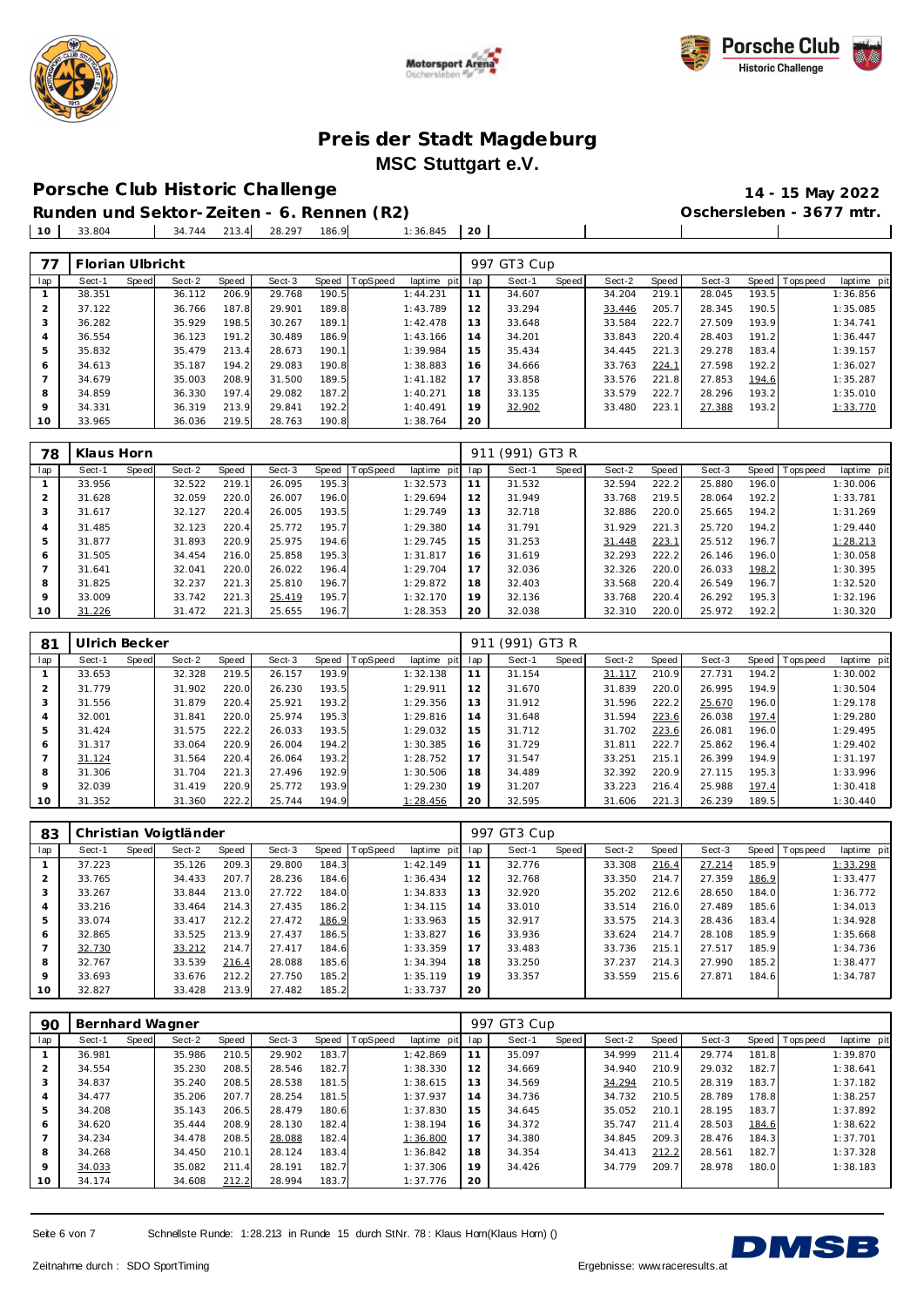# Preis der Stadt Magdeburg

## MSC Stuttgart e.V.

## Porsche Club Historic Challenge

**14 - 15 May 2022**

**Runden und Sektor-Zeiten - 6. Rennen (R2)**

**Oschersleben - 3677 mtr.**

| 10 | 33.804 | | 34.744 | 213.4 | 28.297 | 186.9 | | 1:36.845 | 20 | | | | | | | | |
|---|---|---|---|---|---|---|---|---|---|---|---|---|---|---|---|---|---|

| 77 | Florian Ulbricht | | | | | | | | 997 GT3 Cup | | | | | | | | |
|---|---|---|---|---|---|---|---|---|---|---|---|---|---|---|---|---|---|
| lap | Sect-1 | Speed | Sect-2 | Speed | Sect-3 | Speed | TopSpeed | laptime pit | lap | Sect-1 | Speed | Sect-2 | Speed | Sect-3 | Speed | Topspeed | laptime pit |
| 1 | 38.351 | | 36.112 | 206.9 | 29.768 | 190.5 | | 1:44.231 | 11 | 34.607 | | 34.204 | 219.1 | 28.045 | 193.5 | | 1:36.856 |
| 2 | 37.122 | | 36.766 | 187.8 | 29.901 | 189.8 | | 1:43.789 | 12 | 33.294 | | 33.446 | 205.7 | 28.345 | 190.5 | | 1:35.085 |
| 3 | 36.282 | | 35.929 | 198.5 | 30.267 | 189.1 | | 1:42.478 | 13 | 33.648 | | 33.584 | 222.7 | 27.509 | 193.9 | | 1:34.741 |
| 4 | 36.554 | | 36.123 | 191.2 | 30.489 | 186.9 | | 1:43.166 | 14 | 34.201 | | 33.843 | 220.4 | 28.403 | 191.2 | | 1:36.447 |
| 5 | 35.832 | | 35.479 | 213.4 | 28.673 | 190.1 | | 1:39.984 | 15 | 35.434 | | 34.445 | 221.3 | 29.278 | 183.4 | | 1:39.157 |
| 6 | 34.613 | | 35.187 | 194.2 | 29.083 | 190.8 | | 1:38.883 | 16 | 34.666 | | 33.763 | 224.1 | 27.598 | 192.2 | | 1:36.027 |
| 7 | 34.679 | | 35.003 | 208.9 | 31.500 | 189.5 | | 1:41.182 | 17 | 33.858 | | 33.576 | 221.8 | 27.853 | 194.6 | | 1:35.287 |
| 8 | 34.859 | | 36.330 | 197.4 | 29.082 | 187.2 | | 1:40.271 | 18 | 33.135 | | 33.579 | 222.7 | 28.296 | 193.2 | | 1:35.010 |
| 9 | 34.331 | | 36.319 | 213.9 | 29.841 | 192.2 | | 1:40.491 | 19 | 32.902 | | 33.480 | 223.1 | 27.388 | 193.2 | | 1:33.770 |
| 10 | 33.965 | | 36.036 | 219.5 | 28.763 | 190.8 | | 1:38.764 | 20 | | | | | | | | |

| 78 | Klaus Horn | | | | | | | | 911 (991) GT3 R | | | | | | | | |
|---|---|---|---|---|---|---|---|---|---|---|---|---|---|---|---|---|---|
| lap | Sect-1 | Speed | Sect-2 | Speed | Sect-3 | Speed | TopSpeed | laptime pit | lap | Sect-1 | Speed | Sect-2 | Speed | Sect-3 | Speed | Topspeed | laptime pit |
| 1 | 33.956 | | 32.522 | 219.1 | 26.095 | 195.3 | | 1:32.573 | 11 | 31.532 | | 32.594 | 222.2 | 25.880 | 196.0 | | 1:30.006 |
| 2 | 31.628 | | 32.059 | 220.0 | 26.007 | 196.0 | | 1:29.694 | 12 | 31.949 | | 33.768 | 219.5 | 28.064 | 192.2 | | 1:33.781 |
| 3 | 31.617 | | 32.127 | 220.4 | 26.005 | 193.5 | | 1:29.749 | 13 | 32.718 | | 32.886 | 220.0 | 25.665 | 194.2 | | 1:31.269 |
| 4 | 31.485 | | 32.123 | 220.4 | 25.772 | 195.7 | | 1:29.380 | 14 | 31.791 | | 31.929 | 221.3 | 25.720 | 194.2 | | 1:29.440 |
| 5 | 31.877 | | 31.893 | 220.9 | 25.975 | 194.6 | | 1:29.745 | 15 | 31.253 | | 31.448 | 223.1 | 25.512 | 196.7 | | 1:28.213 |
| 6 | 31.505 | | 34.454 | 216.0 | 25.858 | 195.3 | | 1:31.817 | 16 | 31.619 | | 32.293 | 222.2 | 26.146 | 196.0 | | 1:30.058 |
| 7 | 31.641 | | 32.041 | 220.0 | 26.022 | 196.4 | | 1:29.704 | 17 | 32.036 | | 32.326 | 220.0 | 26.033 | 198.2 | | 1:30.395 |
| 8 | 31.825 | | 32.237 | 221.3 | 25.810 | 196.7 | | 1:29.872 | 18 | 32.403 | | 33.568 | 220.4 | 26.549 | 196.7 | | 1:32.520 |
| 9 | 33.009 | | 33.742 | 221.3 | 25.419 | 195.7 | | 1:32.170 | 19 | 32.136 | | 33.768 | 220.4 | 26.292 | 195.3 | | 1:32.196 |
| 10 | 31.226 | | 31.472 | 221.3 | 25.655 | 196.7 | | 1:28.353 | 20 | 32.038 | | 32.310 | 220.0 | 25.972 | 192.2 | | 1:30.320 |

| 81 | Ulrich Becker | | | | | | | | 911 (991) GT3 R | | | | | | | | |
|---|---|---|---|---|---|---|---|---|---|---|---|---|---|---|---|---|---|
| lap | Sect-1 | Speed | Sect-2 | Speed | Sect-3 | Speed | TopSpeed | laptime pit | lap | Sect-1 | Speed | Sect-2 | Speed | Sect-3 | Speed | Topspeed | laptime pit |
| 1 | 33.653 | | 32.328 | 219.5 | 26.157 | 193.9 | | 1:32.138 | 11 | 31.154 | | 31.117 | 210.9 | 27.731 | 194.2 | | 1:30.002 |
| 2 | 31.779 | | 31.902 | 220.0 | 26.230 | 193.5 | | 1:29.911 | 12 | 31.670 | | 31.839 | 220.0 | 26.995 | 194.9 | | 1:30.504 |
| 3 | 31.556 | | 31.879 | 220.4 | 25.921 | 193.2 | | 1:29.356 | 13 | 31.912 | | 31.596 | 222.2 | 25.670 | 196.0 | | 1:29.178 |
| 4 | 32.001 | | 31.841 | 220.0 | 25.974 | 195.3 | | 1:29.816 | 14 | 31.648 | | 31.594 | 223.6 | 26.038 | 197.4 | | 1:29.280 |
| 5 | 31.424 | | 31.575 | 222.2 | 26.033 | 193.5 | | 1:29.032 | 15 | 31.712 | | 31.702 | 223.6 | 26.081 | 196.0 | | 1:29.495 |
| 6 | 31.317 | | 33.064 | 220.9 | 26.004 | 194.2 | | 1:30.385 | 16 | 31.729 | | 31.811 | 222.7 | 25.862 | 196.4 | | 1:29.402 |
| 7 | 31.124 | | 31.564 | 220.4 | 26.064 | 193.2 | | 1:28.752 | 17 | 31.547 | | 33.251 | 215.1 | 26.399 | 194.9 | | 1:31.197 |
| 8 | 31.306 | | 31.704 | 221.3 | 27.496 | 192.9 | | 1:30.506 | 18 | 34.489 | | 32.392 | 220.9 | 27.115 | 195.3 | | 1:33.996 |
| 9 | 32.039 | | 31.419 | 220.9 | 25.772 | 193.9 | | 1:29.230 | 19 | 31.207 | | 33.223 | 216.4 | 25.988 | 197.4 | | 1:30.418 |
| 10 | 31.352 | | 31.360 | 222.2 | 25.744 | 194.9 | | 1:28.456 | 20 | 32.595 | | 31.606 | 221.3 | 26.239 | 189.5 | | 1:30.440 |

| 83 | Christian Voigtländer | | | | | | | | 997 GT3 Cup | | | | | | | | |
|---|---|---|---|---|---|---|---|---|---|---|---|---|---|---|---|---|---|
| lap | Sect-1 | Speed | Sect-2 | Speed | Sect-3 | Speed | TopSpeed | laptime pit | lap | Sect-1 | Speed | Sect-2 | Speed | Sect-3 | Speed | Topspeed | laptime pit |
| 1 | 37.223 | | 35.126 | 209.3 | 29.800 | 184.3 | | 1:42.149 | 11 | 32.776 | | 33.308 | 216.4 | 27.214 | 185.9 | | 1:33.298 |
| 2 | 33.765 | | 34.433 | 207.7 | 28.236 | 184.6 | | 1:36.434 | 12 | 32.768 | | 33.350 | 214.7 | 27.359 | 186.9 | | 1:33.477 |
| 3 | 33.267 | | 33.844 | 213.0 | 27.722 | 184.0 | | 1:34.833 | 13 | 32.920 | | 35.202 | 212.6 | 28.650 | 184.0 | | 1:36.772 |
| 4 | 33.216 | | 33.464 | 214.3 | 27.435 | 186.2 | | 1:34.115 | 14 | 33.010 | | 33.514 | 216.0 | 27.489 | 185.6 | | 1:34.013 |
| 5 | 33.074 | | 33.417 | 212.2 | 27.472 | 186.9 | | 1:33.963 | 15 | 32.917 | | 33.575 | 214.3 | 28.436 | 183.4 | | 1:34.928 |
| 6 | 32.865 | | 33.525 | 213.9 | 27.437 | 186.5 | | 1:33.827 | 16 | 33.936 | | 33.624 | 214.7 | 28.108 | 185.9 | | 1:35.668 |
| 7 | 32.730 | | 33.212 | 214.7 | 27.417 | 184.6 | | 1:33.359 | 17 | 33.483 | | 33.736 | 215.1 | 27.517 | 185.9 | | 1:34.736 |
| 8 | 32.767 | | 33.539 | 216.4 | 28.088 | 185.6 | | 1:34.394 | 18 | 33.250 | | 37.237 | 214.3 | 27.990 | 185.2 | | 1:38.477 |
| 9 | 33.693 | | 33.676 | 212.2 | 27.750 | 185.2 | | 1:35.119 | 19 | 33.357 | | 33.559 | 215.6 | 27.871 | 184.6 | | 1:34.787 |
| 10 | 32.827 | | 33.428 | 213.9 | 27.482 | 185.2 | | 1:33.737 | 20 | | | | | | | | |

| 90 | Bernhard Wagner | | | | | | | | 997 GT3 Cup | | | | | | | | |
|---|---|---|---|---|---|---|---|---|---|---|---|---|---|---|---|---|---|
| lap | Sect-1 | Speed | Sect-2 | Speed | Sect-3 | Speed | TopSpeed | laptime pit | lap | Sect-1 | Speed | Sect-2 | Speed | Sect-3 | Speed | Topspeed | laptime pit |
| 1 | 36.981 | | 35.986 | 210.5 | 29.902 | 183.7 | | 1:42.869 | 11 | 35.097 | | 34.999 | 211.4 | 29.774 | 181.8 | | 1:39.870 |
| 2 | 34.554 | | 35.230 | 208.5 | 28.546 | 182.7 | | 1:38.330 | 12 | 34.669 | | 34.940 | 210.9 | 29.032 | 182.7 | | 1:38.641 |
| 3 | 34.837 | | 35.240 | 208.5 | 28.538 | 181.5 | | 1:38.615 | 13 | 34.569 | | 34.294 | 210.5 | 28.319 | 183.7 | | 1:37.182 |
| 4 | 34.477 | | 35.206 | 207.7 | 28.254 | 181.5 | | 1:37.937 | 14 | 34.736 | | 34.732 | 210.5 | 28.789 | 178.8 | | 1:38.257 |
| 5 | 34.208 | | 35.143 | 206.5 | 28.479 | 180.6 | | 1:37.830 | 15 | 34.645 | | 35.052 | 210.1 | 28.195 | 183.7 | | 1:37.892 |
| 6 | 34.620 | | 35.444 | 208.9 | 28.130 | 182.4 | | 1:38.194 | 16 | 34.372 | | 35.747 | 211.4 | 28.503 | 184.6 | | 1:38.622 |
| 7 | 34.234 | | 34.478 | 208.5 | 28.088 | 182.4 | | 1:36.800 | 17 | 34.380 | | 34.845 | 209.3 | 28.476 | 184.3 | | 1:37.701 |
| 8 | 34.268 | | 34.450 | 210.1 | 28.124 | 183.4 | | 1:36.842 | 18 | 34.354 | | 34.413 | 212.2 | 28.561 | 182.7 | | 1:37.328 |
| 9 | 34.033 | | 35.082 | 211.4 | 28.191 | 182.7 | | 1:37.306 | 19 | 34.426 | | 34.779 | 209.7 | 28.978 | 180.0 | | 1:38.183 |
| 10 | 34.174 | | 34.608 | 212.2 | 28.994 | 183.7 | | 1:37.776 | 20 | | | | | | | | |

Schnellste Runde: 1:28.213 in Runde 15 durch StNr. 78 : Klaus Horn(Klaus Horn) ()

Zeitnahme durch : SDO SportTiming

Ergebnisse: www.raceresults.at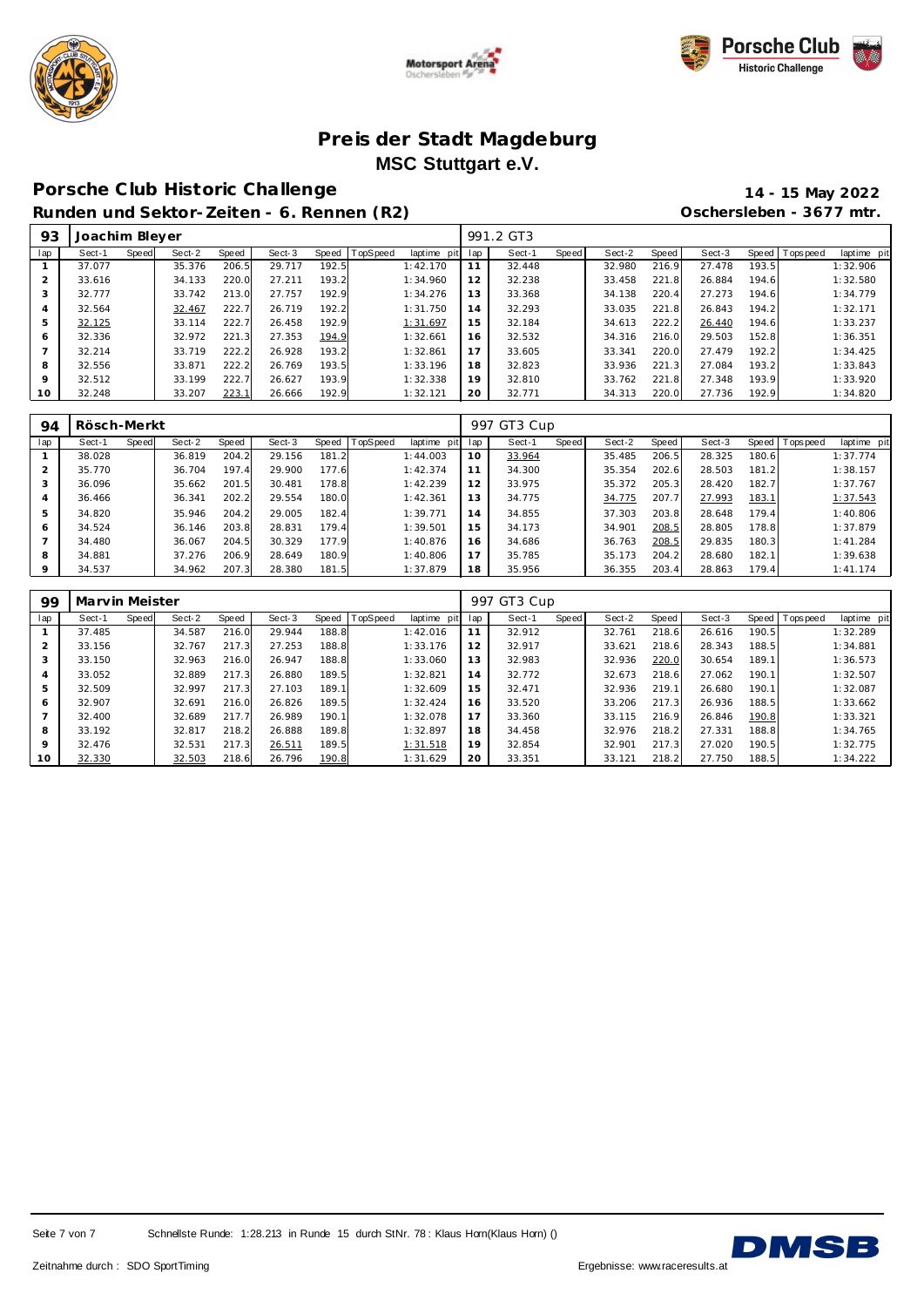# Preis der Stadt Magdeburg

## MSC Stuttgart e.V.

### Porsche Club Historic Challenge

**14 - 15 May 2022**

**Runden und Sektor-Zeiten - 6. Rennen (R2)**

**Oschersleben - 3677 mtr.**

**93 Joachim Bleyer** — 991.2 GT3

| lap | Sect-1 | Speed | Sect-2 | Speed | Sect-3 | Speed | TopSpeed | laptime pit | lap | Sect-1 | Speed | Sect-2 | Speed | Sect-3 | Speed | Topspeed | laptime pit |
|---|---|---|---|---|---|---|---|---|---|---|---|---|---|---|---|---|---|
| 1 | 37.077 | | 35.376 | 206.5 | 29.717 | 192.5 | | 1:42.170 | 11 | 32.448 | | 32.980 | 216.9 | 27.478 | 193.5 | | 1:32.906 |
| 2 | 33.616 | | 34.133 | 220.0 | 27.211 | 193.2 | | 1:34.960 | 12 | 32.238 | | 33.458 | 221.8 | 26.884 | 194.6 | | 1:32.580 |
| 3 | 32.777 | | 33.742 | 213.0 | 27.757 | 192.9 | | 1:34.276 | 13 | 33.368 | | 34.138 | 220.4 | 27.273 | 194.6 | | 1:34.779 |
| 4 | 32.564 | | 32.467 | 222.7 | 26.719 | 192.2 | | 1:31.750 | 14 | 32.293 | | 33.035 | 221.8 | 26.843 | 194.2 | | 1:32.171 |
| 5 | 32.125 | | 33.114 | 222.7 | 26.458 | 192.9 | | 1:31.697 | 15 | 32.184 | | 34.613 | 222.2 | 26.440 | 194.6 | | 1:33.237 |
| 6 | 32.336 | | 32.972 | 221.3 | 27.353 | 194.9 | | 1:32.661 | 16 | 32.532 | | 34.316 | 216.0 | 29.503 | 152.8 | | 1:36.351 |
| 7 | 32.214 | | 33.719 | 222.2 | 26.928 | 193.2 | | 1:32.861 | 17 | 33.605 | | 33.341 | 220.0 | 27.479 | 192.2 | | 1:34.425 |
| 8 | 32.556 | | 33.871 | 222.2 | 26.769 | 193.5 | | 1:33.196 | 18 | 32.823 | | 33.936 | 221.3 | 27.084 | 193.2 | | 1:33.843 |
| 9 | 32.512 | | 33.199 | 222.7 | 26.627 | 193.9 | | 1:32.338 | 19 | 32.810 | | 33.762 | 221.8 | 27.348 | 193.9 | | 1:33.920 |
| 10 | 32.248 | | 33.207 | 223.1 | 26.666 | 192.9 | | 1:32.121 | 20 | 32.771 | | 34.313 | 220.0 | 27.736 | 192.9 | | 1:34.820 |

**94 Rösch-Merkt** — 997 GT3 Cup

| lap | Sect-1 | Speed | Sect-2 | Speed | Sect-3 | Speed | TopSpeed | laptime pit | lap | Sect-1 | Speed | Sect-2 | Speed | Sect-3 | Speed | Topspeed | laptime pit |
|---|---|---|---|---|---|---|---|---|---|---|---|---|---|---|---|---|---|
| 1 | 38.028 | | 36.819 | 204.2 | 29.156 | 181.2 | | 1:44.003 | 10 | 33.964 | | 35.485 | 206.5 | 28.325 | 180.6 | | 1:37.774 |
| 2 | 35.770 | | 36.704 | 197.4 | 29.900 | 177.6 | | 1:42.374 | 11 | 34.300 | | 35.354 | 202.6 | 28.503 | 181.2 | | 1:38.157 |
| 3 | 36.096 | | 35.662 | 201.5 | 30.481 | 178.8 | | 1:42.239 | 12 | 33.975 | | 35.372 | 205.3 | 28.420 | 182.7 | | 1:37.767 |
| 4 | 36.466 | | 36.341 | 202.2 | 29.554 | 180.0 | | 1:42.361 | 13 | 34.775 | | 34.775 | 207.7 | 27.993 | 183.1 | | 1:37.543 |
| 5 | 34.820 | | 35.946 | 204.2 | 29.005 | 182.4 | | 1:39.771 | 14 | 34.855 | | 37.303 | 203.8 | 28.648 | 179.4 | | 1:40.806 |
| 6 | 34.524 | | 36.146 | 203.8 | 28.831 | 179.4 | | 1:39.501 | 15 | 34.173 | | 34.901 | 208.5 | 28.805 | 178.8 | | 1:37.879 |
| 7 | 34.480 | | 36.067 | 204.5 | 30.329 | 177.9 | | 1:40.876 | 16 | 34.686 | | 36.763 | 208.5 | 29.835 | 180.3 | | 1:41.284 |
| 8 | 34.881 | | 37.276 | 206.9 | 28.649 | 180.9 | | 1:40.806 | 17 | 35.785 | | 35.173 | 204.2 | 28.680 | 182.1 | | 1:39.638 |
| 9 | 34.537 | | 34.962 | 207.3 | 28.380 | 181.5 | | 1:37.879 | 18 | 35.956 | | 36.355 | 203.4 | 28.863 | 179.4 | | 1:41.174 |

**99 Marvin Meister** — 997 GT3 Cup

| lap | Sect-1 | Speed | Sect-2 | Speed | Sect-3 | Speed | TopSpeed | laptime pit | lap | Sect-1 | Speed | Sect-2 | Speed | Sect-3 | Speed | Topspeed | laptime pit |
|---|---|---|---|---|---|---|---|---|---|---|---|---|---|---|---|---|---|
| 1 | 37.485 | | 34.587 | 216.0 | 29.944 | 188.8 | | 1:42.016 | 11 | 32.912 | | 32.761 | 218.6 | 26.616 | 190.5 | | 1:32.289 |
| 2 | 33.156 | | 32.767 | 217.3 | 27.253 | 188.8 | | 1:33.176 | 12 | 32.917 | | 33.621 | 218.6 | 28.343 | 188.5 | | 1:34.881 |
| 3 | 33.150 | | 32.963 | 216.0 | 26.947 | 188.8 | | 1:33.060 | 13 | 32.983 | | 32.936 | 220.0 | 30.654 | 189.1 | | 1:36.573 |
| 4 | 33.052 | | 32.889 | 217.3 | 26.880 | 189.5 | | 1:32.821 | 14 | 32.772 | | 32.673 | 218.6 | 27.062 | 190.1 | | 1:32.507 |
| 5 | 32.509 | | 32.997 | 217.3 | 27.103 | 189.1 | | 1:32.609 | 15 | 32.471 | | 32.936 | 219.1 | 26.680 | 190.1 | | 1:32.087 |
| 6 | 32.907 | | 32.691 | 216.0 | 26.826 | 189.5 | | 1:32.424 | 16 | 33.520 | | 33.206 | 217.3 | 26.936 | 188.5 | | 1:33.662 |
| 7 | 32.400 | | 32.689 | 217.7 | 26.989 | 190.1 | | 1:32.078 | 17 | 33.360 | | 33.115 | 216.9 | 26.846 | 190.8 | | 1:33.321 |
| 8 | 33.192 | | 32.817 | 218.2 | 26.888 | 189.8 | | 1:32.897 | 18 | 34.458 | | 32.976 | 218.2 | 27.331 | 188.8 | | 1:34.765 |
| 9 | 32.476 | | 32.531 | 217.3 | 26.511 | 189.5 | | 1:31.518 | 19 | 32.854 | | 32.901 | 217.3 | 27.020 | 190.5 | | 1:32.775 |
| 10 | 32.330 | | 32.503 | 218.6 | 26.796 | 190.8 | | 1:31.629 | 20 | 33.351 | | 33.121 | 218.2 | 27.750 | 188.5 | | 1:34.222 |

Schnellste Runde: 1:28.213 in Runde 15 durch StNr. 78 : Klaus Horn(Klaus Horn) ()

Zeitnahme durch : SDO SportTiming

Ergebnisse: www.raceresults.at